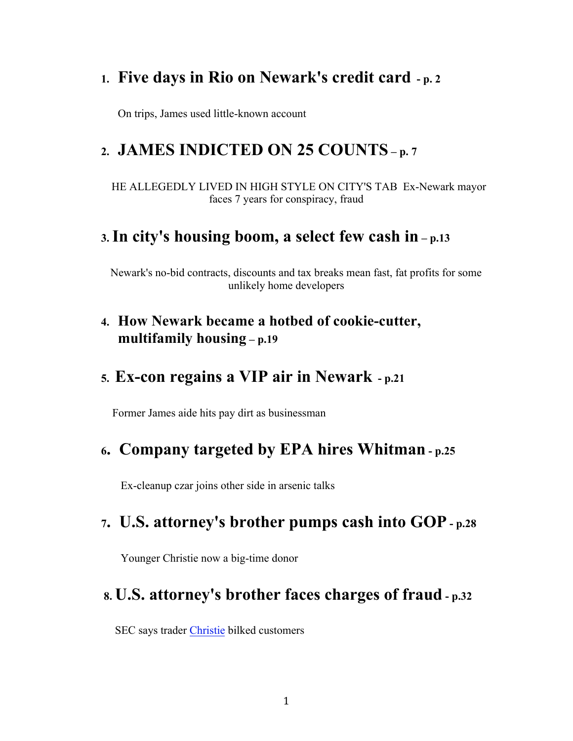1. **Five days in Rio on Newark's credit card - p. 2**

   On trips, James used little-known account

2. **JAMES INDICTED ON 25 COUNTS – p. 7**

   HE ALLEGEDLY LIVED IN HIGH STYLE ON CITY'S TAB Ex-Newark mayor faces 7 years for conspiracy, fraud

3. **In city's housing boom, a select few cash in – p.13**

   Newark's no-bid contracts, discounts and tax breaks mean fast, fat profits for some unlikely home developers

4. **How Newark became a hotbed of cookie-cutter, multifamily housing – p.19**

5. **Ex-con regains a VIP air in Newark - p.21**

   Former James aide hits pay dirt as businessman

6. **Company targeted by EPA hires Whitman - p.25**

   Ex-cleanup czar joins other side in arsenic talks

7. **U.S. attorney's brother pumps cash into GOP - p.28**

   Younger Christie now a big-time donor

8. **U.S. attorney's brother faces charges of fraud - p.32**

   SEC says trader Christie bilked customers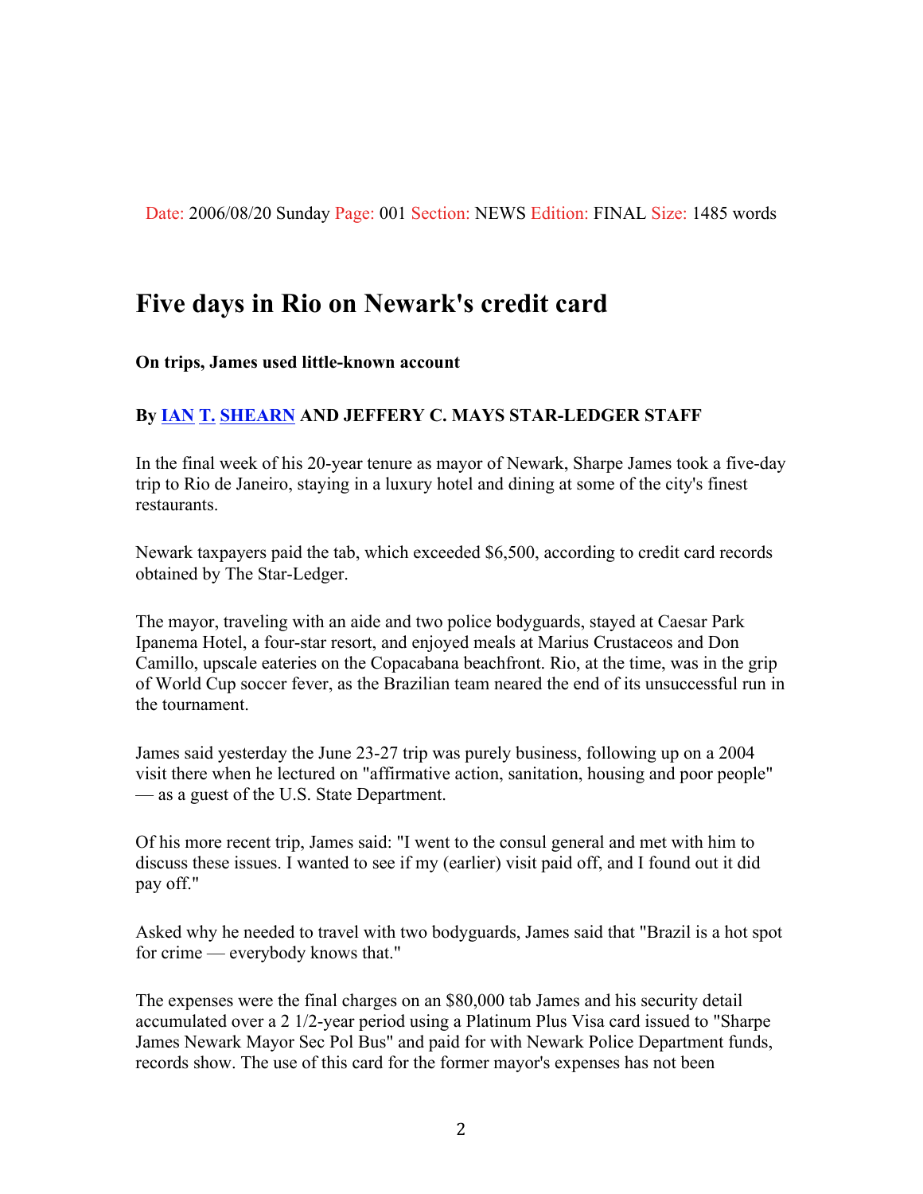Date: 2006/08/20 Sunday Page: 001 Section: NEWS Edition: FINAL Size: 1485 words

# Five days in Rio on Newark's credit card

**On trips, James used little-known account**

**By IAN T. SHEARN AND JEFFERY C. MAYS STAR-LEDGER STAFF**

In the final week of his 20-year tenure as mayor of Newark, Sharpe James took a five-day trip to Rio de Janeiro, staying in a luxury hotel and dining at some of the city's finest restaurants.

Newark taxpayers paid the tab, which exceeded $6,500, according to credit card records obtained by The Star-Ledger.

The mayor, traveling with an aide and two police bodyguards, stayed at Caesar Park Ipanema Hotel, a four-star resort, and enjoyed meals at Marius Crustaceos and Don Camillo, upscale eateries on the Copacabana beachfront. Rio, at the time, was in the grip of World Cup soccer fever, as the Brazilian team neared the end of its unsuccessful run in the tournament.

James said yesterday the June 23-27 trip was purely business, following up on a 2004 visit there when he lectured on "affirmative action, sanitation, housing and poor people" — as a guest of the U.S. State Department.

Of his more recent trip, James said: "I went to the consul general and met with him to discuss these issues. I wanted to see if my (earlier) visit paid off, and I found out it did pay off."

Asked why he needed to travel with two bodyguards, James said that "Brazil is a hot spot for crime — everybody knows that."

The expenses were the final charges on an $80,000 tab James and his security detail accumulated over a 2 1/2-year period using a Platinum Plus Visa card issued to "Sharpe James Newark Mayor Sec Pol Bus" and paid for with Newark Police Department funds, records show. The use of this card for the former mayor's expenses has not been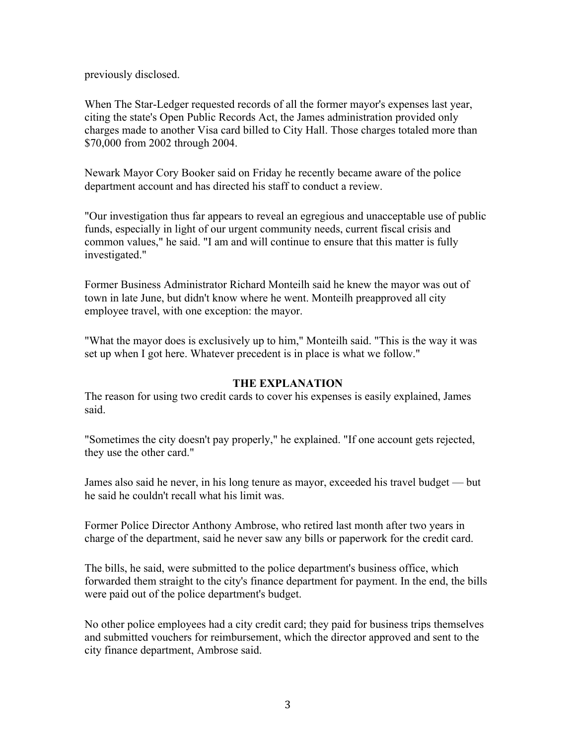previously disclosed.

When The Star-Ledger requested records of all the former mayor's expenses last year, citing the state's Open Public Records Act, the James administration provided only charges made to another Visa card billed to City Hall. Those charges totaled more than $70,000 from 2002 through 2004.

Newark Mayor Cory Booker said on Friday he recently became aware of the police department account and has directed his staff to conduct a review.

"Our investigation thus far appears to reveal an egregious and unacceptable use of public funds, especially in light of our urgent community needs, current fiscal crisis and common values," he said. "I am and will continue to ensure that this matter is fully investigated."

Former Business Administrator Richard Monteilh said he knew the mayor was out of town in late June, but didn't know where he went. Monteilh preapproved all city employee travel, with one exception: the mayor.

"What the mayor does is exclusively up to him," Monteilh said. "This is the way it was set up when I got here. Whatever precedent is in place is what we follow."

**THE EXPLANATION**

The reason for using two credit cards to cover his expenses is easily explained, James said.

"Sometimes the city doesn't pay properly," he explained. "If one account gets rejected, they use the other card."

James also said he never, in his long tenure as mayor, exceeded his travel budget — but he said he couldn't recall what his limit was.

Former Police Director Anthony Ambrose, who retired last month after two years in charge of the department, said he never saw any bills or paperwork for the credit card.

The bills, he said, were submitted to the police department's business office, which forwarded them straight to the city's finance department for payment. In the end, the bills were paid out of the police department's budget.

No other police employees had a city credit card; they paid for business trips themselves and submitted vouchers for reimbursement, which the director approved and sent to the city finance department, Ambrose said.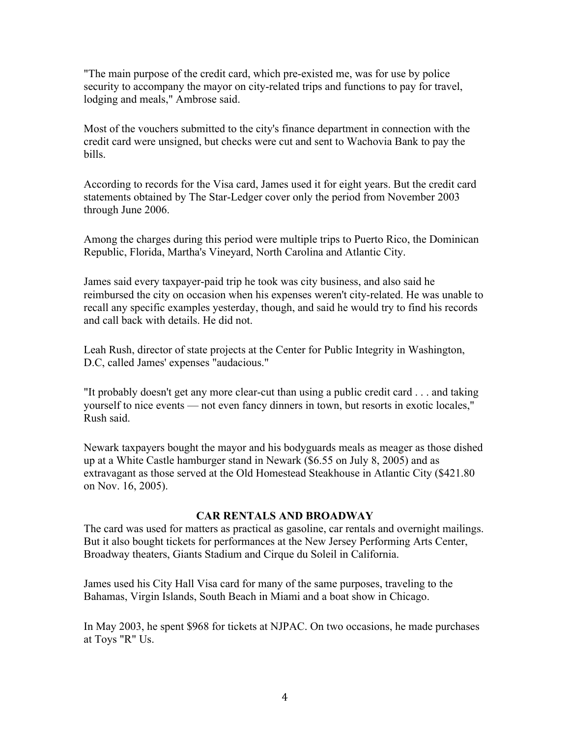"The main purpose of the credit card, which pre-existed me, was for use by police security to accompany the mayor on city-related trips and functions to pay for travel, lodging and meals," Ambrose said.

Most of the vouchers submitted to the city's finance department in connection with the credit card were unsigned, but checks were cut and sent to Wachovia Bank to pay the bills.

According to records for the Visa card, James used it for eight years. But the credit card statements obtained by The Star-Ledger cover only the period from November 2003 through June 2006.

Among the charges during this period were multiple trips to Puerto Rico, the Dominican Republic, Florida, Martha's Vineyard, North Carolina and Atlantic City.

James said every taxpayer-paid trip he took was city business, and also said he reimbursed the city on occasion when his expenses weren't city-related. He was unable to recall any specific examples yesterday, though, and said he would try to find his records and call back with details. He did not.

Leah Rush, director of state projects at the Center for Public Integrity in Washington, D.C, called James' expenses "audacious."

"It probably doesn't get any more clear-cut than using a public credit card . . . and taking yourself to nice events — not even fancy dinners in town, but resorts in exotic locales," Rush said.

Newark taxpayers bought the mayor and his bodyguards meals as meager as those dished up at a White Castle hamburger stand in Newark ($6.55 on July 8, 2005) and as extravagant as those served at the Old Homestead Steakhouse in Atlantic City ($421.80 on Nov. 16, 2005).

**CAR RENTALS AND BROADWAY**

The card was used for matters as practical as gasoline, car rentals and overnight mailings. But it also bought tickets for performances at the New Jersey Performing Arts Center, Broadway theaters, Giants Stadium and Cirque du Soleil in California.

James used his City Hall Visa card for many of the same purposes, traveling to the Bahamas, Virgin Islands, South Beach in Miami and a boat show in Chicago.

In May 2003, he spent $968 for tickets at NJPAC. On two occasions, he made purchases at Toys "R" Us.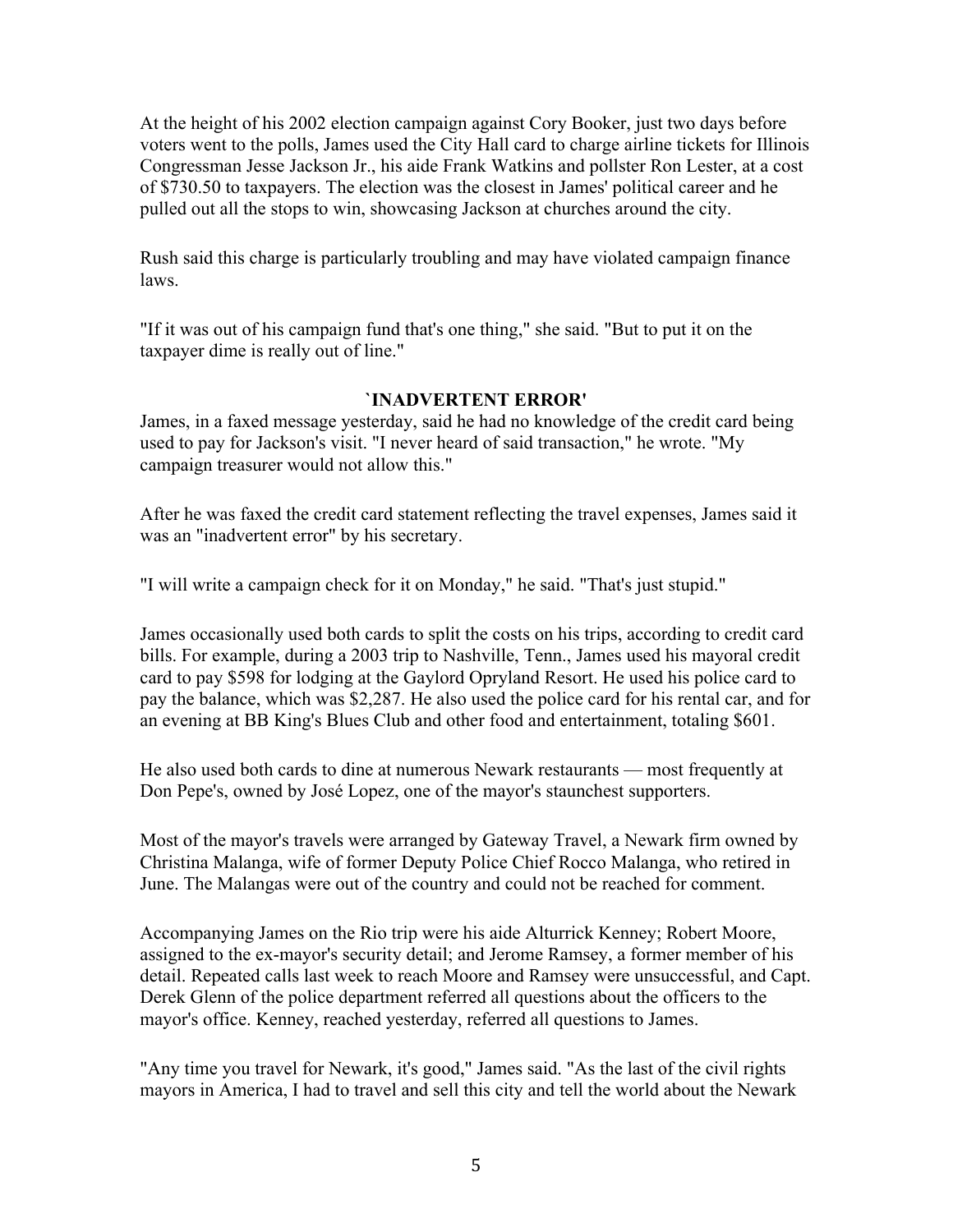At the height of his 2002 election campaign against Cory Booker, just two days before voters went to the polls, James used the City Hall card to charge airline tickets for Illinois Congressman Jesse Jackson Jr., his aide Frank Watkins and pollster Ron Lester, at a cost of $730.50 to taxpayers. The election was the closest in James' political career and he pulled out all the stops to win, showcasing Jackson at churches around the city.

Rush said this charge is particularly troubling and may have violated campaign finance laws.

"If it was out of his campaign fund that's one thing," she said. "But to put it on the taxpayer dime is really out of line."

### `INADVERTENT ERROR'

James, in a faxed message yesterday, said he had no knowledge of the credit card being used to pay for Jackson's visit. "I never heard of said transaction," he wrote. "My campaign treasurer would not allow this."

After he was faxed the credit card statement reflecting the travel expenses, James said it was an "inadvertent error" by his secretary.

"I will write a campaign check for it on Monday," he said. "That's just stupid."

James occasionally used both cards to split the costs on his trips, according to credit card bills. For example, during a 2003 trip to Nashville, Tenn., James used his mayoral credit card to pay $598 for lodging at the Gaylord Opryland Resort. He used his police card to pay the balance, which was $2,287. He also used the police card for his rental car, and for an evening at BB King's Blues Club and other food and entertainment, totaling $601.

He also used both cards to dine at numerous Newark restaurants — most frequently at Don Pepe's, owned by José Lopez, one of the mayor's staunchest supporters.

Most of the mayor's travels were arranged by Gateway Travel, a Newark firm owned by Christina Malanga, wife of former Deputy Police Chief Rocco Malanga, who retired in June. The Malangas were out of the country and could not be reached for comment.

Accompanying James on the Rio trip were his aide Alturrick Kenney; Robert Moore, assigned to the ex-mayor's security detail; and Jerome Ramsey, a former member of his detail. Repeated calls last week to reach Moore and Ramsey were unsuccessful, and Capt. Derek Glenn of the police department referred all questions about the officers to the mayor's office. Kenney, reached yesterday, referred all questions to James.

"Any time you travel for Newark, it's good," James said. "As the last of the civil rights mayors in America, I had to travel and sell this city and tell the world about the Newark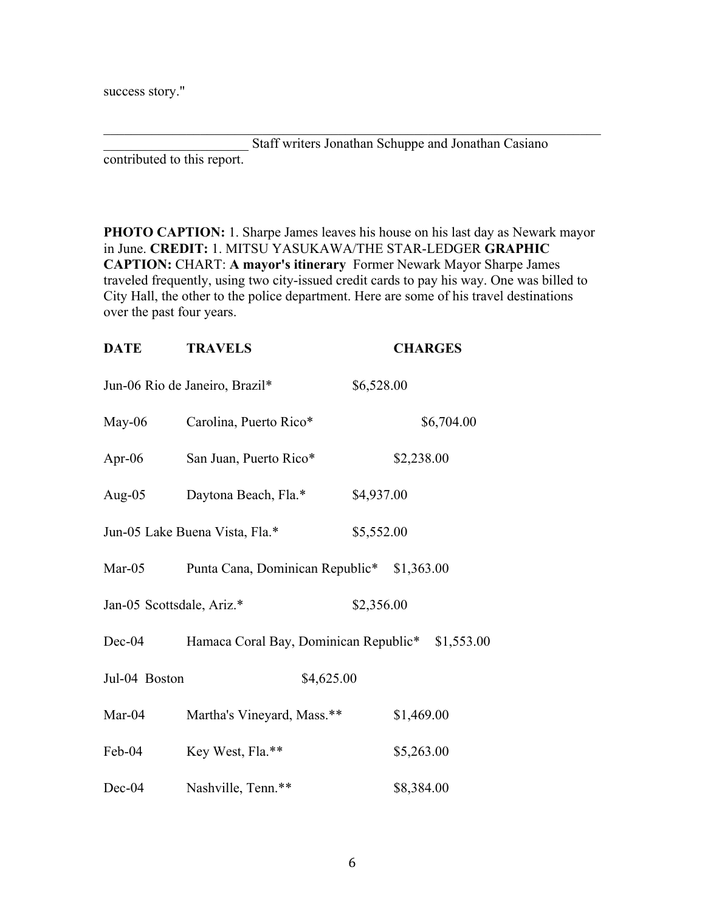success story."

---

Staff writers Jonathan Schuppe and Jonathan Casiano contributed to this report.

**PHOTO CAPTION:** 1. Sharpe James leaves his house on his last day as Newark mayor in June. **CREDIT:** 1. MITSU YASUKAWA/THE STAR-LEDGER **GRAPHIC CAPTION:** CHART: **A mayor's itinerary** Former Newark Mayor Sharpe James traveled frequently, using two city-issued credit cards to pay his way. One was billed to City Hall, the other to the police department. Here are some of his travel destinations over the past four years.

| **DATE** | **TRAVELS** | **CHARGES** |
|---|---|---|
| Jun-06 | Rio de Janeiro, Brazil* | $6,528.00 |
| May-06 | Carolina, Puerto Rico* | $6,704.00 |
| Apr-06 | San Juan, Puerto Rico* | $2,238.00 |
| Aug-05 | Daytona Beach, Fla.* | $4,937.00 |
| Jun-05 | Lake Buena Vista, Fla.* | $5,552.00 |
| Mar-05 | Punta Cana, Dominican Republic* | $1,363.00 |
| Jan-05 | Scottsdale, Ariz.* | $2,356.00 |
| Dec-04 | Hamaca Coral Bay, Dominican Republic* | $1,553.00 |
| Jul-04 | Boston | $4,625.00 |
| Mar-04 | Martha's Vineyard, Mass.** | $1,469.00 |
| Feb-04 | Key West, Fla.** | $5,263.00 |
| Dec-04 | Nashville, Tenn.** | $8,384.00 |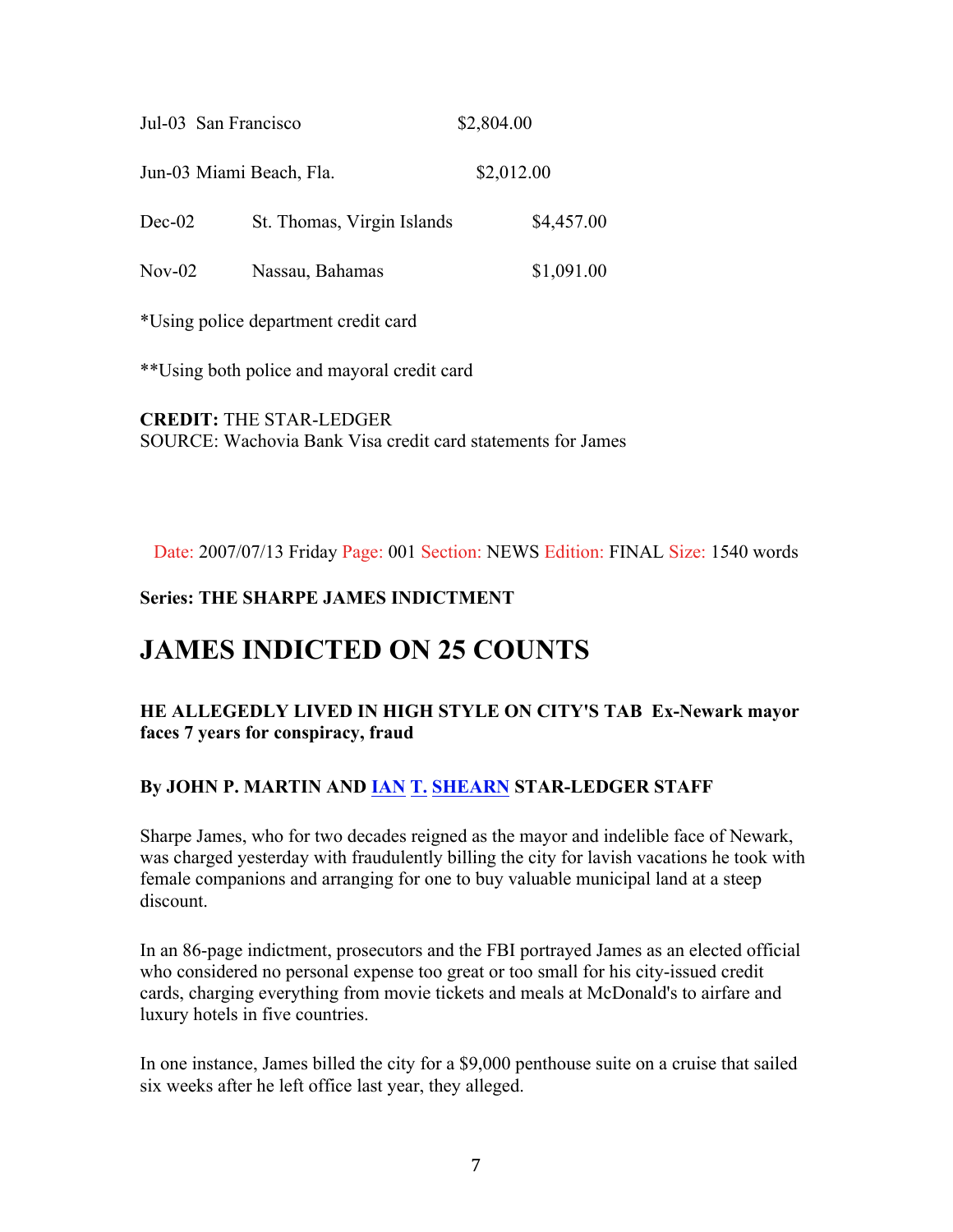| | | |
|---|---|---|
| Jul-03 | San Francisco | $2,804.00 |
| Jun-03 | Miami Beach, Fla. | $2,012.00 |
| Dec-02 | St. Thomas, Virgin Islands | $4,457.00 |
| Nov-02 | Nassau, Bahamas | $1,091.00 |

*Using police department credit card

**Using both police and mayoral credit card

**CREDIT:** THE STAR-LEDGER
SOURCE: Wachovia Bank Visa credit card statements for James

Date: 2007/07/13 Friday Page: 001 Section: NEWS Edition: FINAL Size: 1540 words

**Series: THE SHARPE JAMES INDICTMENT**

# JAMES INDICTED ON 25 COUNTS

### HE ALLEGEDLY LIVED IN HIGH STYLE ON CITY'S TAB Ex-Newark mayor faces 7 years for conspiracy, fraud

**By JOHN P. MARTIN AND IAN T. SHEARN STAR-LEDGER STAFF**

Sharpe James, who for two decades reigned as the mayor and indelible face of Newark, was charged yesterday with fraudulently billing the city for lavish vacations he took with female companions and arranging for one to buy valuable municipal land at a steep discount.

In an 86-page indictment, prosecutors and the FBI portrayed James as an elected official who considered no personal expense too great or too small for his city-issued credit cards, charging everything from movie tickets and meals at McDonald's to airfare and luxury hotels in five countries.

In one instance, James billed the city for a $9,000 penthouse suite on a cruise that sailed six weeks after he left office last year, they alleged.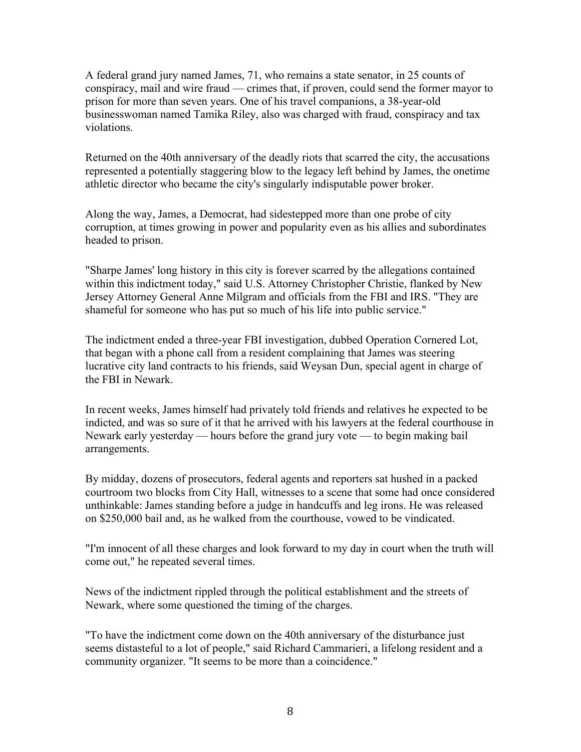A federal grand jury named James, 71, who remains a state senator, in 25 counts of conspiracy, mail and wire fraud — crimes that, if proven, could send the former mayor to prison for more than seven years. One of his travel companions, a 38-year-old businesswoman named Tamika Riley, also was charged with fraud, conspiracy and tax violations.

Returned on the 40th anniversary of the deadly riots that scarred the city, the accusations represented a potentially staggering blow to the legacy left behind by James, the onetime athletic director who became the city's singularly indisputable power broker.

Along the way, James, a Democrat, had sidestepped more than one probe of city corruption, at times growing in power and popularity even as his allies and subordinates headed to prison.

"Sharpe James' long history in this city is forever scarred by the allegations contained within this indictment today," said U.S. Attorney Christopher Christie, flanked by New Jersey Attorney General Anne Milgram and officials from the FBI and IRS. "They are shameful for someone who has put so much of his life into public service."

The indictment ended a three-year FBI investigation, dubbed Operation Cornered Lot, that began with a phone call from a resident complaining that James was steering lucrative city land contracts to his friends, said Weysan Dun, special agent in charge of the FBI in Newark.

In recent weeks, James himself had privately told friends and relatives he expected to be indicted, and was so sure of it that he arrived with his lawyers at the federal courthouse in Newark early yesterday — hours before the grand jury vote — to begin making bail arrangements.

By midday, dozens of prosecutors, federal agents and reporters sat hushed in a packed courtroom two blocks from City Hall, witnesses to a scene that some had once considered unthinkable: James standing before a judge in handcuffs and leg irons. He was released on $250,000 bail and, as he walked from the courthouse, vowed to be vindicated.

"I'm innocent of all these charges and look forward to my day in court when the truth will come out," he repeated several times.

News of the indictment rippled through the political establishment and the streets of Newark, where some questioned the timing of the charges.

"To have the indictment come down on the 40th anniversary of the disturbance just seems distasteful to a lot of people," said Richard Cammarieri, a lifelong resident and a community organizer. "It seems to be more than a coincidence."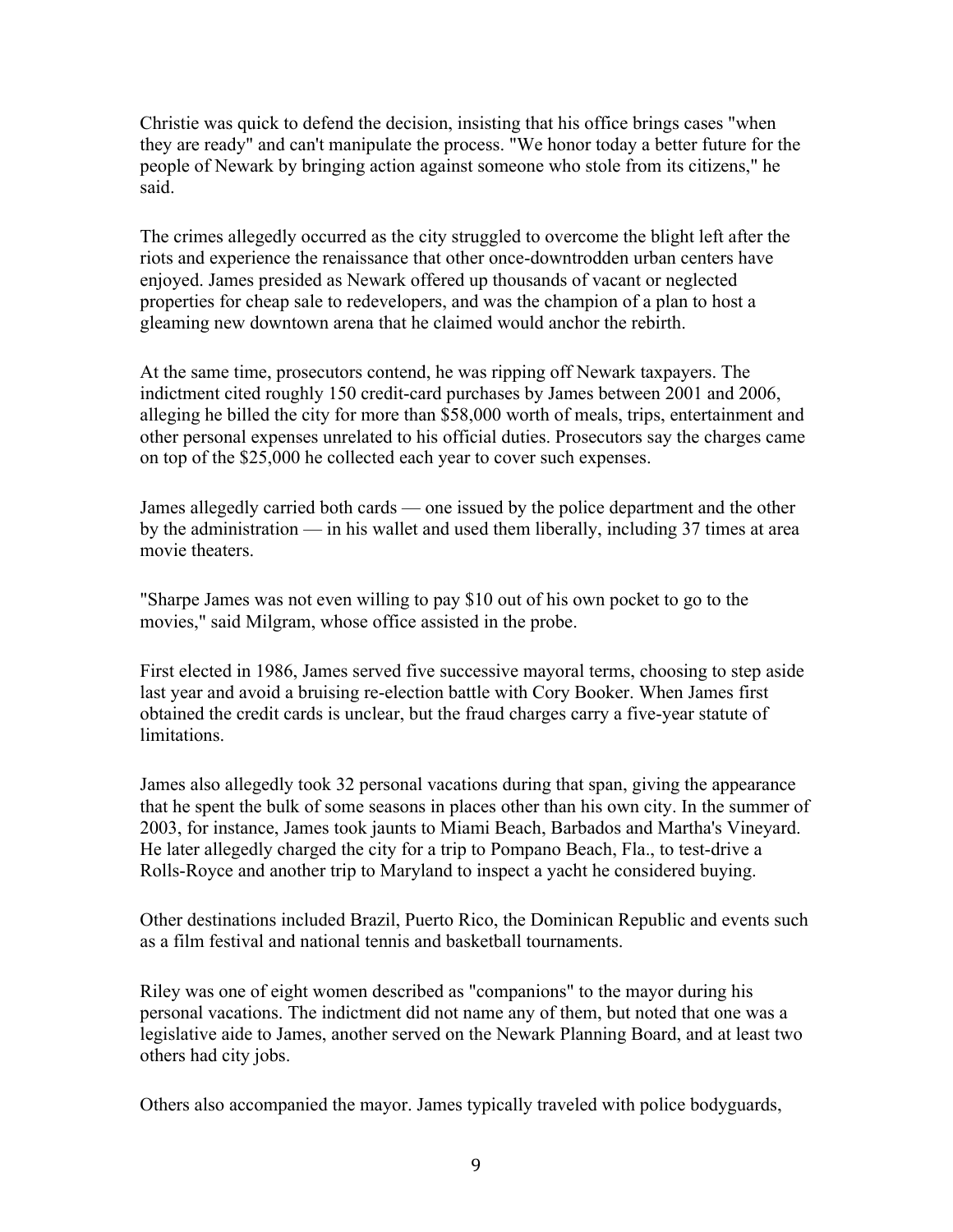Christie was quick to defend the decision, insisting that his office brings cases "when they are ready" and can't manipulate the process. "We honor today a better future for the people of Newark by bringing action against someone who stole from its citizens," he said.

The crimes allegedly occurred as the city struggled to overcome the blight left after the riots and experience the renaissance that other once-downtrodden urban centers have enjoyed. James presided as Newark offered up thousands of vacant or neglected properties for cheap sale to redevelopers, and was the champion of a plan to host a gleaming new downtown arena that he claimed would anchor the rebirth.

At the same time, prosecutors contend, he was ripping off Newark taxpayers. The indictment cited roughly 150 credit-card purchases by James between 2001 and 2006, alleging he billed the city for more than $58,000 worth of meals, trips, entertainment and other personal expenses unrelated to his official duties. Prosecutors say the charges came on top of the $25,000 he collected each year to cover such expenses.

James allegedly carried both cards — one issued by the police department and the other by the administration — in his wallet and used them liberally, including 37 times at area movie theaters.

"Sharpe James was not even willing to pay $10 out of his own pocket to go to the movies," said Milgram, whose office assisted in the probe.

First elected in 1986, James served five successive mayoral terms, choosing to step aside last year and avoid a bruising re-election battle with Cory Booker. When James first obtained the credit cards is unclear, but the fraud charges carry a five-year statute of limitations.

James also allegedly took 32 personal vacations during that span, giving the appearance that he spent the bulk of some seasons in places other than his own city. In the summer of 2003, for instance, James took jaunts to Miami Beach, Barbados and Martha's Vineyard. He later allegedly charged the city for a trip to Pompano Beach, Fla., to test-drive a Rolls-Royce and another trip to Maryland to inspect a yacht he considered buying.

Other destinations included Brazil, Puerto Rico, the Dominican Republic and events such as a film festival and national tennis and basketball tournaments.

Riley was one of eight women described as "companions" to the mayor during his personal vacations. The indictment did not name any of them, but noted that one was a legislative aide to James, another served on the Newark Planning Board, and at least two others had city jobs.

Others also accompanied the mayor. James typically traveled with police bodyguards,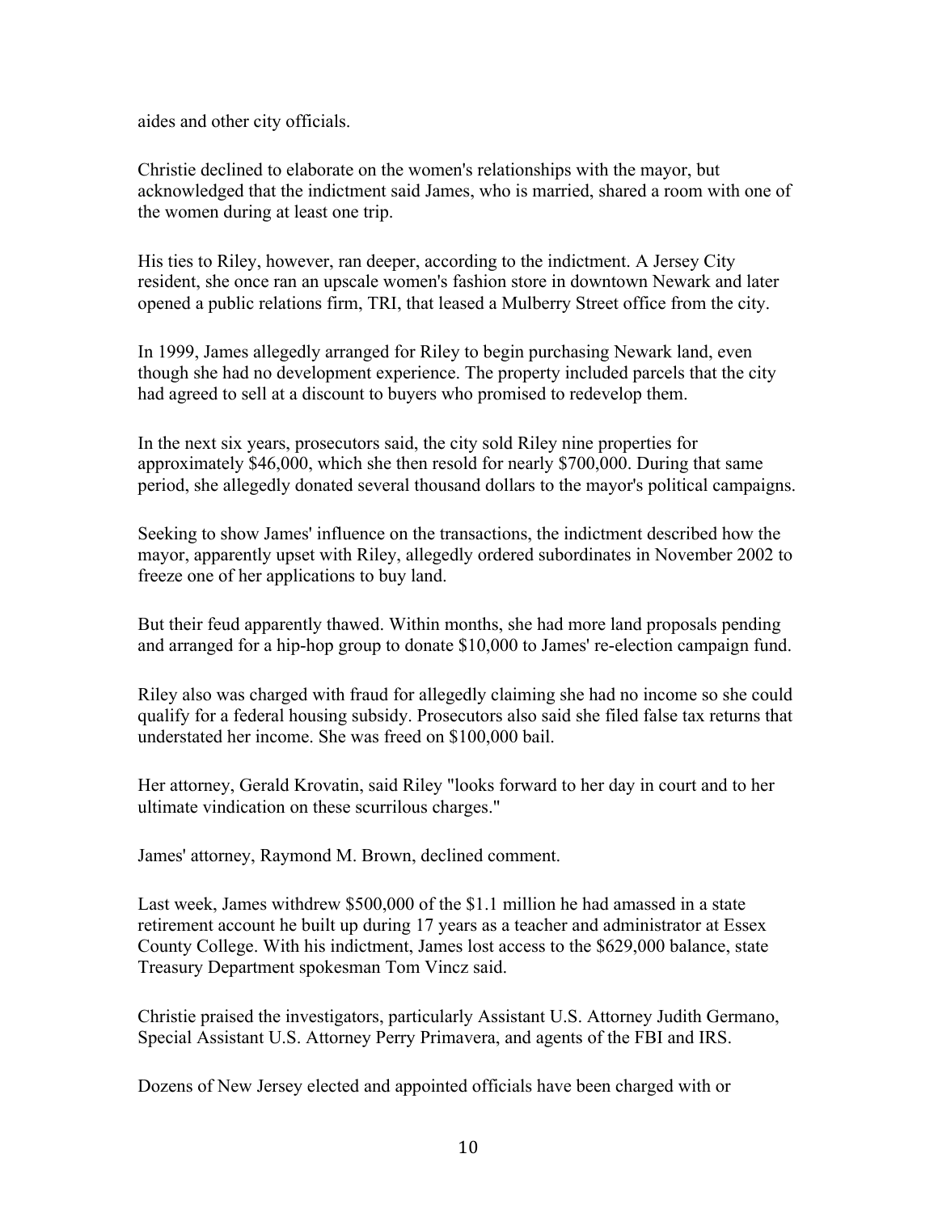aides and other city officials.

Christie declined to elaborate on the women's relationships with the mayor, but acknowledged that the indictment said James, who is married, shared a room with one of the women during at least one trip.

His ties to Riley, however, ran deeper, according to the indictment. A Jersey City resident, she once ran an upscale women's fashion store in downtown Newark and later opened a public relations firm, TRI, that leased a Mulberry Street office from the city.

In 1999, James allegedly arranged for Riley to begin purchasing Newark land, even though she had no development experience. The property included parcels that the city had agreed to sell at a discount to buyers who promised to redevelop them.

In the next six years, prosecutors said, the city sold Riley nine properties for approximately $46,000, which she then resold for nearly $700,000. During that same period, she allegedly donated several thousand dollars to the mayor's political campaigns.

Seeking to show James' influence on the transactions, the indictment described how the mayor, apparently upset with Riley, allegedly ordered subordinates in November 2002 to freeze one of her applications to buy land.

But their feud apparently thawed. Within months, she had more land proposals pending and arranged for a hip-hop group to donate $10,000 to James' re-election campaign fund.

Riley also was charged with fraud for allegedly claiming she had no income so she could qualify for a federal housing subsidy. Prosecutors also said she filed false tax returns that understated her income. She was freed on $100,000 bail.

Her attorney, Gerald Krovatin, said Riley "looks forward to her day in court and to her ultimate vindication on these scurrilous charges."

James' attorney, Raymond M. Brown, declined comment.

Last week, James withdrew $500,000 of the $1.1 million he had amassed in a state retirement account he built up during 17 years as a teacher and administrator at Essex County College. With his indictment, James lost access to the $629,000 balance, state Treasury Department spokesman Tom Vincz said.

Christie praised the investigators, particularly Assistant U.S. Attorney Judith Germano, Special Assistant U.S. Attorney Perry Primavera, and agents of the FBI and IRS.

Dozens of New Jersey elected and appointed officials have been charged with or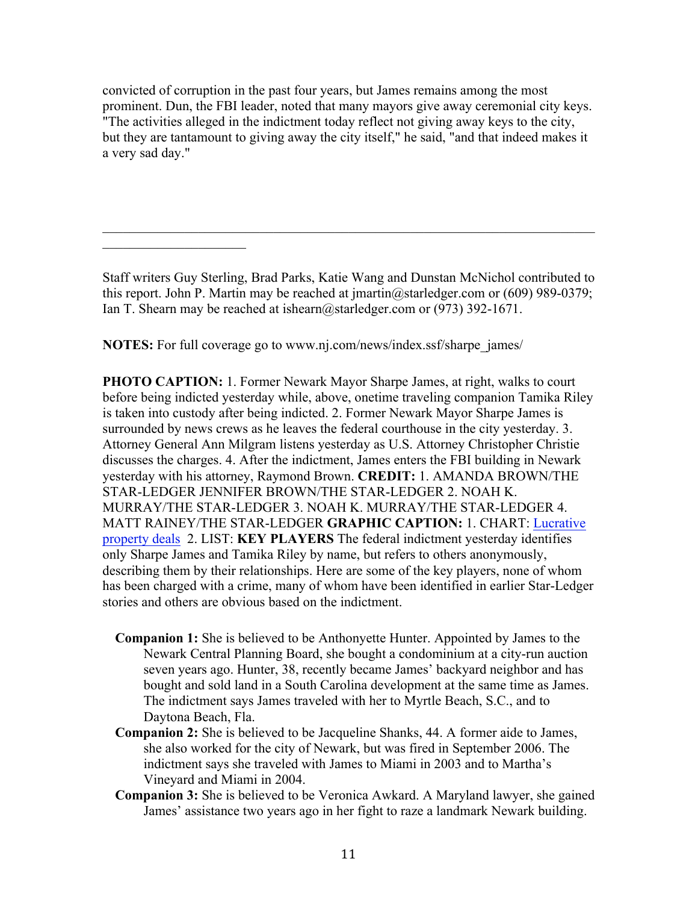convicted of corruption in the past four years, but James remains among the most prominent. Dun, the FBI leader, noted that many mayors give away ceremonial city keys. "The activities alleged in the indictment today reflect not giving away keys to the city, but they are tantamount to giving away the city itself," he said, "and that indeed makes it a very sad day."

---

Staff writers Guy Sterling, Brad Parks, Katie Wang and Dunstan McNichol contributed to this report. John P. Martin may be reached at jmartin@starledger.com or (609) 989-0379; Ian T. Shearn may be reached at ishearn@starledger.com or (973) 392-1671.

**NOTES:** For full coverage go to www.nj.com/news/index.ssf/sharpe_james/

**PHOTO CAPTION:** 1. Former Newark Mayor Sharpe James, at right, walks to court before being indicted yesterday while, above, onetime traveling companion Tamika Riley is taken into custody after being indicted. 2. Former Newark Mayor Sharpe James is surrounded by news crews as he leaves the federal courthouse in the city yesterday. 3. Attorney General Ann Milgram listens yesterday as U.S. Attorney Christopher Christie discusses the charges. 4. After the indictment, James enters the FBI building in Newark yesterday with his attorney, Raymond Brown. **CREDIT:** 1. AMANDA BROWN/THE STAR-LEDGER JENNIFER BROWN/THE STAR-LEDGER 2. NOAH K. MURRAY/THE STAR-LEDGER 3. NOAH K. MURRAY/THE STAR-LEDGER 4. MATT RAINEY/THE STAR-LEDGER **GRAPHIC CAPTION:** 1. CHART: Lucrative property deals 2. LIST: **KEY PLAYERS** The federal indictment yesterday identifies only Sharpe James and Tamika Riley by name, but refers to others anonymously, describing them by their relationships. Here are some of the key players, none of whom has been charged with a crime, many of whom have been identified in earlier Star-Ledger stories and others are obvious based on the indictment.

- **Companion 1:** She is believed to be Anthonyette Hunter. Appointed by James to the Newark Central Planning Board, she bought a condominium at a city-run auction seven years ago. Hunter, 38, recently became James' backyard neighbor and has bought and sold land in a South Carolina development at the same time as James. The indictment says James traveled with her to Myrtle Beach, S.C., and to Daytona Beach, Fla.
- **Companion 2:** She is believed to be Jacqueline Shanks, 44. A former aide to James, she also worked for the city of Newark, but was fired in September 2006. The indictment says she traveled with James to Miami in 2003 and to Martha's Vineyard and Miami in 2004.
- **Companion 3:** She is believed to be Veronica Awkard. A Maryland lawyer, she gained James' assistance two years ago in her fight to raze a landmark Newark building.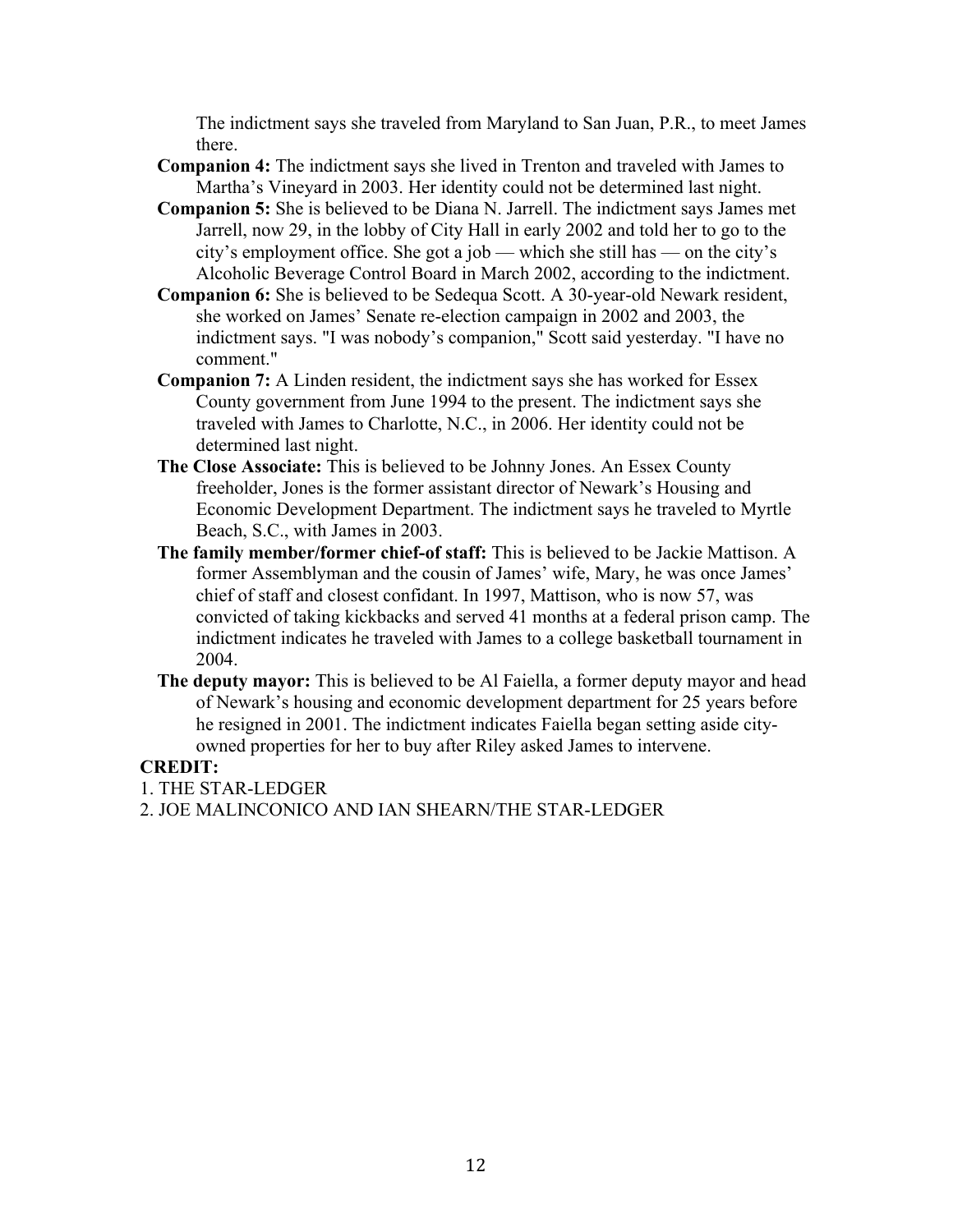The indictment says she traveled from Maryland to San Juan, P.R., to meet James there.

**Companion 4:** The indictment says she lived in Trenton and traveled with James to Martha's Vineyard in 2003. Her identity could not be determined last night.

**Companion 5:** She is believed to be Diana N. Jarrell. The indictment says James met Jarrell, now 29, in the lobby of City Hall in early 2002 and told her to go to the city's employment office. She got a job — which she still has — on the city's Alcoholic Beverage Control Board in March 2002, according to the indictment.

**Companion 6:** She is believed to be Sedequa Scott. A 30-year-old Newark resident, she worked on James' Senate re-election campaign in 2002 and 2003, the indictment says. "I was nobody's companion," Scott said yesterday. "I have no comment."

**Companion 7:** A Linden resident, the indictment says she has worked for Essex County government from June 1994 to the present. The indictment says she traveled with James to Charlotte, N.C., in 2006. Her identity could not be determined last night.

**The Close Associate:** This is believed to be Johnny Jones. An Essex County freeholder, Jones is the former assistant director of Newark's Housing and Economic Development Department. The indictment says he traveled to Myrtle Beach, S.C., with James in 2003.

**The family member/former chief-of staff:** This is believed to be Jackie Mattison. A former Assemblyman and the cousin of James' wife, Mary, he was once James' chief of staff and closest confidant. In 1997, Mattison, who is now 57, was convicted of taking kickbacks and served 41 months at a federal prison camp. The indictment indicates he traveled with James to a college basketball tournament in 2004.

**The deputy mayor:** This is believed to be Al Faiella, a former deputy mayor and head of Newark's housing and economic development department for 25 years before he resigned in 2001. The indictment indicates Faiella began setting aside city-owned properties for her to buy after Riley asked James to intervene.

**CREDIT:**

1. THE STAR-LEDGER
2. JOE MALINCONICO AND IAN SHEARN/THE STAR-LEDGER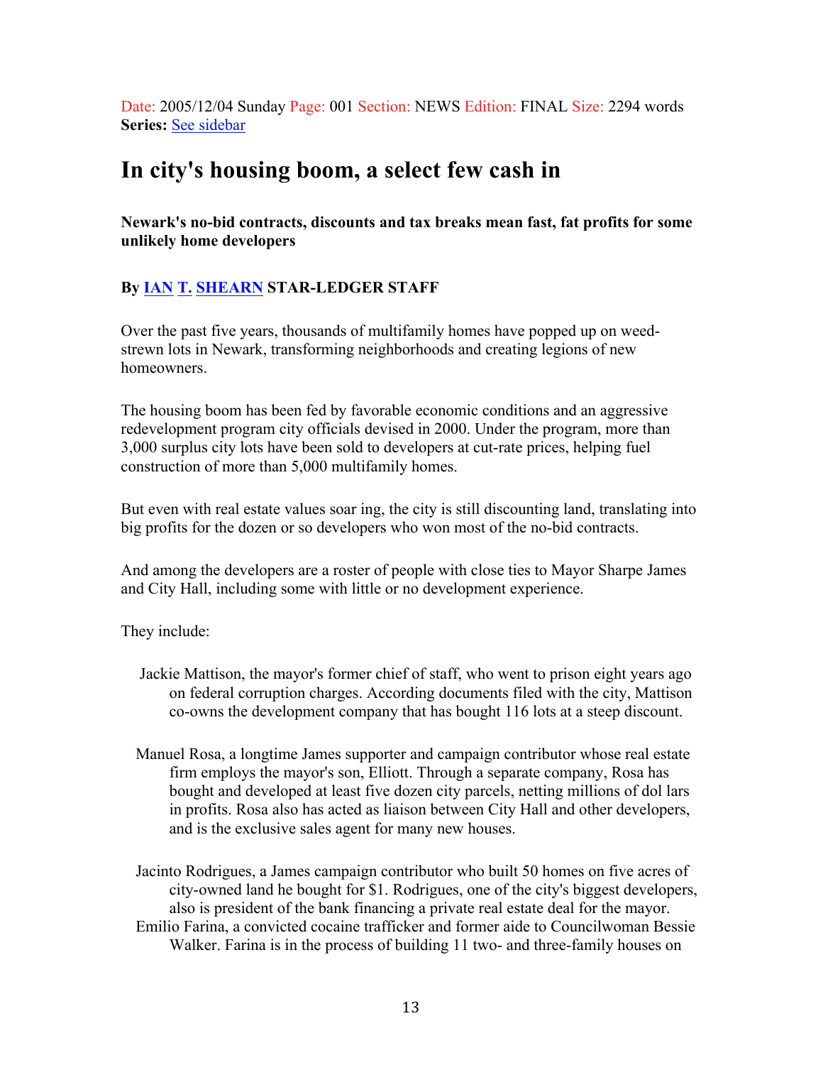Date: 2005/12/04 Sunday Page: 001 Section: NEWS Edition: FINAL Size: 2294 words
**Series:** See sidebar

# In city's housing boom, a select few cash in

**Newark's no-bid contracts, discounts and tax breaks mean fast, fat profits for some unlikely home developers**

**By IAN T. SHEARN STAR-LEDGER STAFF**

Over the past five years, thousands of multifamily homes have popped up on weed-strewn lots in Newark, transforming neighborhoods and creating legions of new homeowners.

The housing boom has been fed by favorable economic conditions and an aggressive redevelopment program city officials devised in 2000. Under the program, more than 3,000 surplus city lots have been sold to developers at cut-rate prices, helping fuel construction of more than 5,000 multifamily homes.

But even with real estate values soar ing, the city is still discounting land, translating into big profits for the dozen or so developers who won most of the no-bid contracts.

And among the developers are a roster of people with close ties to Mayor Sharpe James and City Hall, including some with little or no development experience.

They include:

- Jackie Mattison, the mayor's former chief of staff, who went to prison eight years ago on federal corruption charges. According documents filed with the city, Mattison co-owns the development company that has bought 116 lots at a steep discount.
- Manuel Rosa, a longtime James supporter and campaign contributor whose real estate firm employs the mayor's son, Elliott. Through a separate company, Rosa has bought and developed at least five dozen city parcels, netting millions of dol lars in profits. Rosa also has acted as liaison between City Hall and other developers, and is the exclusive sales agent for many new houses.
- Jacinto Rodrigues, a James campaign contributor who built 50 homes on five acres of city-owned land he bought for $1. Rodrigues, one of the city's biggest developers, also is president of the bank financing a private real estate deal for the mayor.
- Emilio Farina, a convicted cocaine trafficker and former aide to Councilwoman Bessie Walker. Farina is in the process of building 11 two- and three-family houses on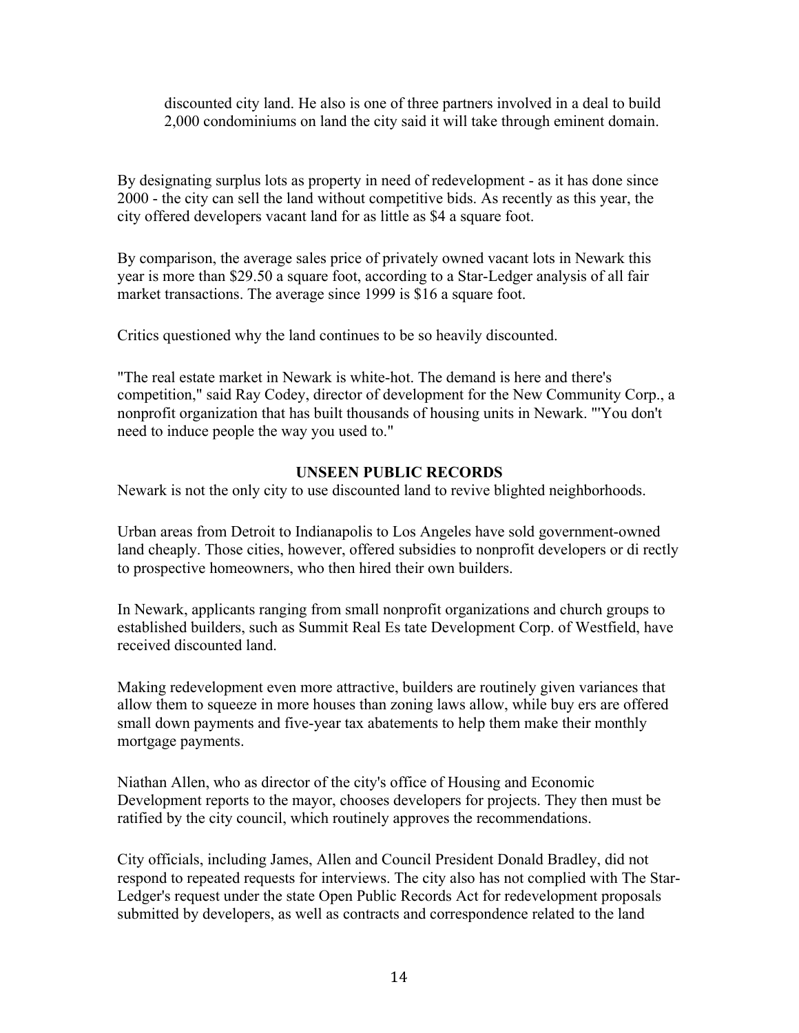discounted city land. He also is one of three partners involved in a deal to build 2,000 condominiums on land the city said it will take through eminent domain.

By designating surplus lots as property in need of redevelopment - as it has done since 2000 - the city can sell the land without competitive bids. As recently as this year, the city offered developers vacant land for as little as $4 a square foot.

By comparison, the average sales price of privately owned vacant lots in Newark this year is more than $29.50 a square foot, according to a Star-Ledger analysis of all fair market transactions. The average since 1999 is $16 a square foot.

Critics questioned why the land continues to be so heavily discounted.

"The real estate market in Newark is white-hot. The demand is here and there's competition," said Ray Codey, director of development for the New Community Corp., a nonprofit organization that has built thousands of housing units in Newark. "'You don't need to induce people the way you used to."

**UNSEEN PUBLIC RECORDS**

Newark is not the only city to use discounted land to revive blighted neighborhoods.

Urban areas from Detroit to Indianapolis to Los Angeles have sold government-owned land cheaply. Those cities, however, offered subsidies to nonprofit developers or di rectly to prospective homeowners, who then hired their own builders.

In Newark, applicants ranging from small nonprofit organizations and church groups to established builders, such as Summit Real Es tate Development Corp. of Westfield, have received discounted land.

Making redevelopment even more attractive, builders are routinely given variances that allow them to squeeze in more houses than zoning laws allow, while buy ers are offered small down payments and five-year tax abatements to help them make their monthly mortgage payments.

Niathan Allen, who as director of the city's office of Housing and Economic Development reports to the mayor, chooses developers for projects. They then must be ratified by the city council, which routinely approves the recommendations.

City officials, including James, Allen and Council President Donald Bradley, did not respond to repeated requests for interviews. The city also has not complied with The Star-Ledger's request under the state Open Public Records Act for redevelopment proposals submitted by developers, as well as contracts and correspondence related to the land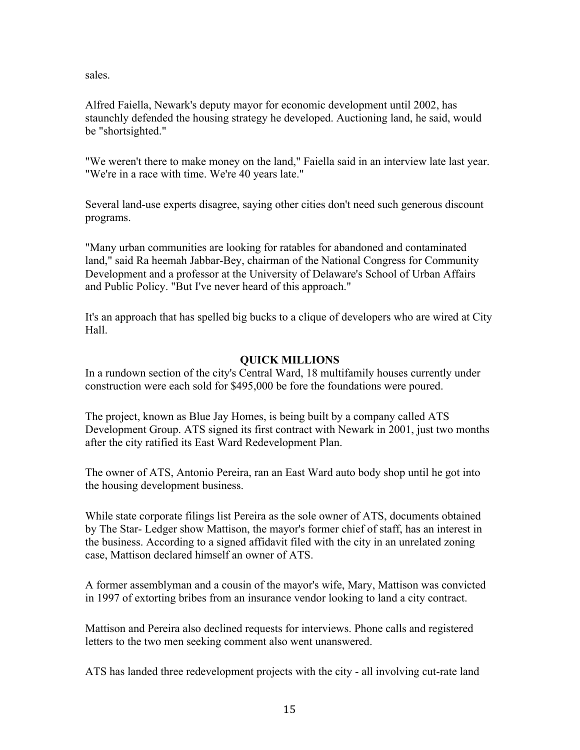sales.

Alfred Faiella, Newark's deputy mayor for economic development until 2002, has staunchly defended the housing strategy he developed. Auctioning land, he said, would be "shortsighted."

"We weren't there to make money on the land," Faiella said in an interview late last year. "We're in a race with time. We're 40 years late."

Several land-use experts disagree, saying other cities don't need such generous discount programs.

"Many urban communities are looking for ratables for abandoned and contaminated land," said Ra heemah Jabbar-Bey, chairman of the National Congress for Community Development and a professor at the University of Delaware's School of Urban Affairs and Public Policy. "But I've never heard of this approach."

It's an approach that has spelled big bucks to a clique of developers who are wired at City Hall.

**QUICK MILLIONS**

In a rundown section of the city's Central Ward, 18 multifamily houses currently under construction were each sold for $495,000 be fore the foundations were poured.

The project, known as Blue Jay Homes, is being built by a company called ATS Development Group. ATS signed its first contract with Newark in 2001, just two months after the city ratified its East Ward Redevelopment Plan.

The owner of ATS, Antonio Pereira, ran an East Ward auto body shop until he got into the housing development business.

While state corporate filings list Pereira as the sole owner of ATS, documents obtained by The Star- Ledger show Mattison, the mayor's former chief of staff, has an interest in the business. According to a signed affidavit filed with the city in an unrelated zoning case, Mattison declared himself an owner of ATS.

A former assemblyman and a cousin of the mayor's wife, Mary, Mattison was convicted in 1997 of extorting bribes from an insurance vendor looking to land a city contract.

Mattison and Pereira also declined requests for interviews. Phone calls and registered letters to the two men seeking comment also went unanswered.

ATS has landed three redevelopment projects with the city - all involving cut-rate land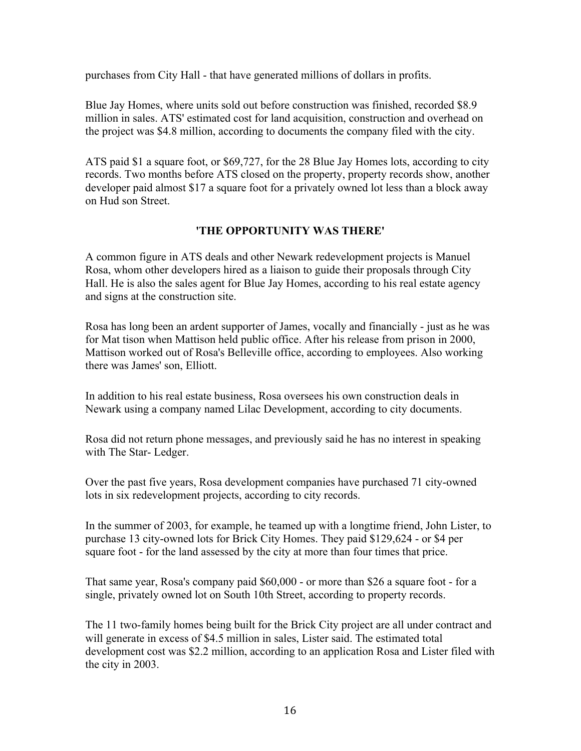purchases from City Hall - that have generated millions of dollars in profits.

Blue Jay Homes, where units sold out before construction was finished, recorded $8.9 million in sales. ATS' estimated cost for land acquisition, construction and overhead on the project was $4.8 million, according to documents the company filed with the city.

ATS paid $1 a square foot, or $69,727, for the 28 Blue Jay Homes lots, according to city records. Two months before ATS closed on the property, property records show, another developer paid almost $17 a square foot for a privately owned lot less than a block away on Hud son Street.

## 'THE OPPORTUNITY WAS THERE'

A common figure in ATS deals and other Newark redevelopment projects is Manuel Rosa, whom other developers hired as a liaison to guide their proposals through City Hall. He is also the sales agent for Blue Jay Homes, according to his real estate agency and signs at the construction site.

Rosa has long been an ardent supporter of James, vocally and financially - just as he was for Mat tison when Mattison held public office. After his release from prison in 2000, Mattison worked out of Rosa's Belleville office, according to employees. Also working there was James' son, Elliott.

In addition to his real estate business, Rosa oversees his own construction deals in Newark using a company named Lilac Development, according to city documents.

Rosa did not return phone messages, and previously said he has no interest in speaking with The Star- Ledger.

Over the past five years, Rosa development companies have purchased 71 city-owned lots in six redevelopment projects, according to city records.

In the summer of 2003, for example, he teamed up with a longtime friend, John Lister, to purchase 13 city-owned lots for Brick City Homes. They paid $129,624 - or $4 per square foot - for the land assessed by the city at more than four times that price.

That same year, Rosa's company paid $60,000 - or more than $26 a square foot - for a single, privately owned lot on South 10th Street, according to property records.

The 11 two-family homes being built for the Brick City project are all under contract and will generate in excess of $4.5 million in sales, Lister said. The estimated total development cost was $2.2 million, according to an application Rosa and Lister filed with the city in 2003.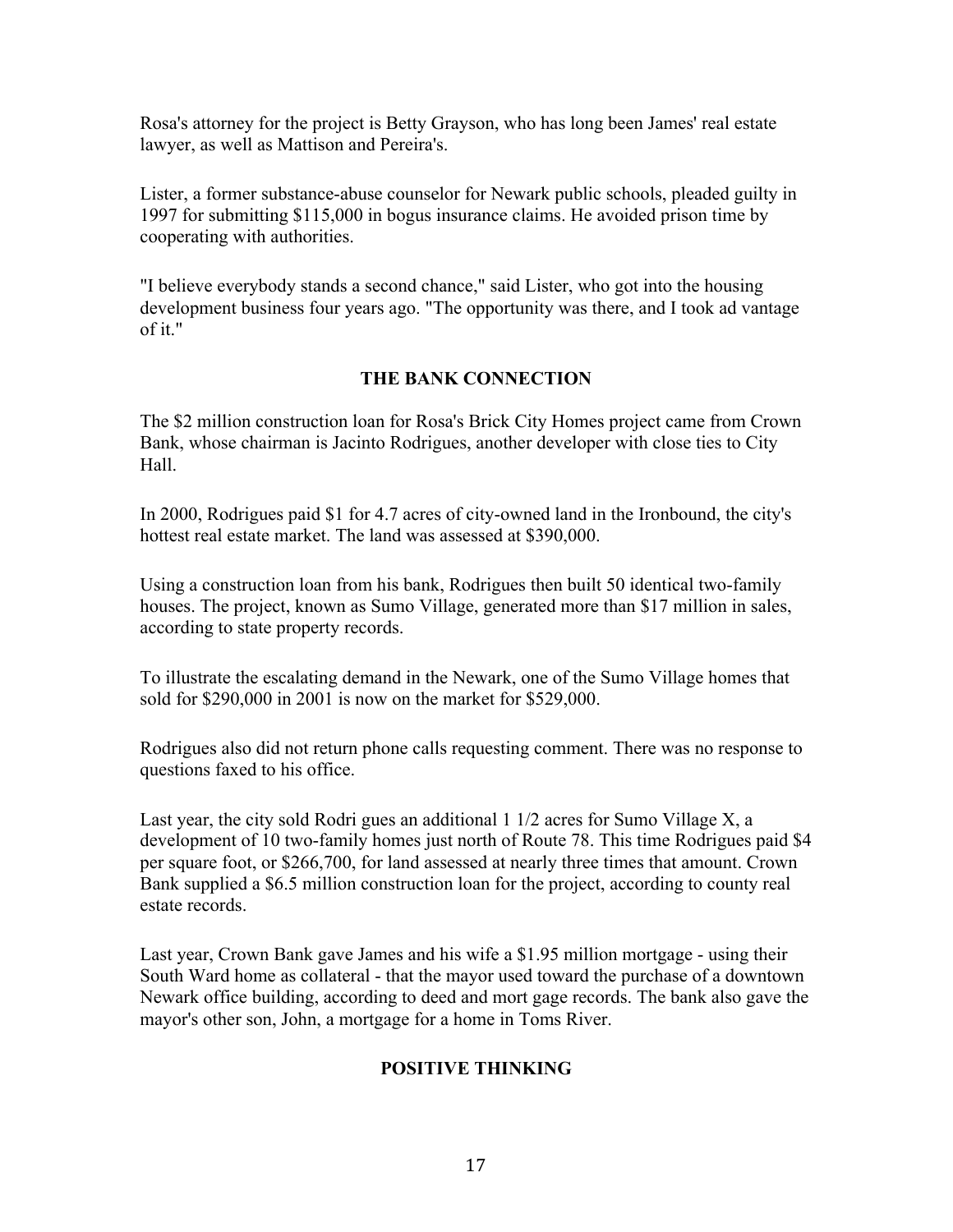Rosa's attorney for the project is Betty Grayson, who has long been James' real estate lawyer, as well as Mattison and Pereira's.

Lister, a former substance-abuse counselor for Newark public schools, pleaded guilty in 1997 for submitting $115,000 in bogus insurance claims. He avoided prison time by cooperating with authorities.

"I believe everybody stands a second chance," said Lister, who got into the housing development business four years ago. "The opportunity was there, and I took ad vantage of it."

## THE BANK CONNECTION

The $2 million construction loan for Rosa's Brick City Homes project came from Crown Bank, whose chairman is Jacinto Rodrigues, another developer with close ties to City Hall.

In 2000, Rodrigues paid $1 for 4.7 acres of city-owned land in the Ironbound, the city's hottest real estate market. The land was assessed at $390,000.

Using a construction loan from his bank, Rodrigues then built 50 identical two-family houses. The project, known as Sumo Village, generated more than $17 million in sales, according to state property records.

To illustrate the escalating demand in the Newark, one of the Sumo Village homes that sold for $290,000 in 2001 is now on the market for $529,000.

Rodrigues also did not return phone calls requesting comment. There was no response to questions faxed to his office.

Last year, the city sold Rodri gues an additional 1 1/2 acres for Sumo Village X, a development of 10 two-family homes just north of Route 78. This time Rodrigues paid $4 per square foot, or $266,700, for land assessed at nearly three times that amount. Crown Bank supplied a $6.5 million construction loan for the project, according to county real estate records.

Last year, Crown Bank gave James and his wife a $1.95 million mortgage - using their South Ward home as collateral - that the mayor used toward the purchase of a downtown Newark office building, according to deed and mort gage records. The bank also gave the mayor's other son, John, a mortgage for a home in Toms River.

## POSITIVE THINKING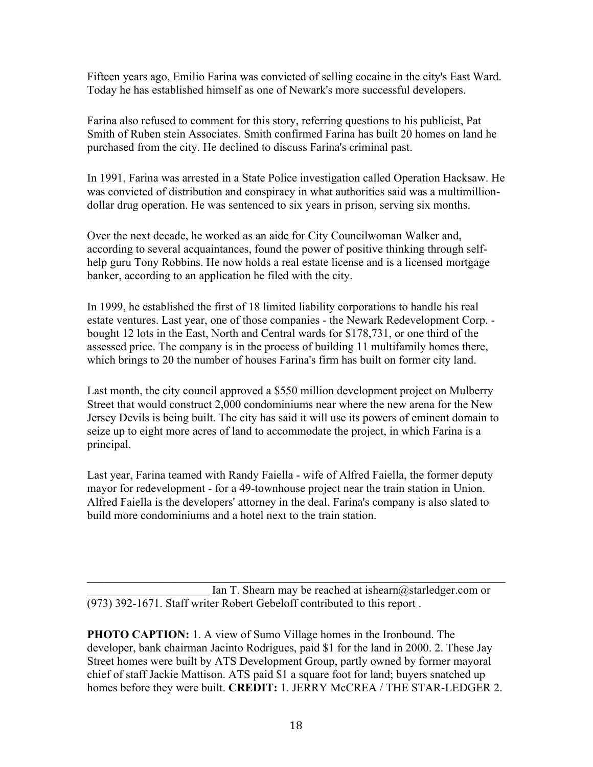Fifteen years ago, Emilio Farina was convicted of selling cocaine in the city's East Ward. Today he has established himself as one of Newark's more successful developers.

Farina also refused to comment for this story, referring questions to his publicist, Pat Smith of Ruben stein Associates. Smith confirmed Farina has built 20 homes on land he purchased from the city. He declined to discuss Farina's criminal past.

In 1991, Farina was arrested in a State Police investigation called Operation Hacksaw. He was convicted of distribution and conspiracy in what authorities said was a multimillion-dollar drug operation. He was sentenced to six years in prison, serving six months.

Over the next decade, he worked as an aide for City Councilwoman Walker and, according to several acquaintances, found the power of positive thinking through self-help guru Tony Robbins. He now holds a real estate license and is a licensed mortgage banker, according to an application he filed with the city.

In 1999, he established the first of 18 limited liability corporations to handle his real estate ventures. Last year, one of those companies - the Newark Redevelopment Corp. - bought 12 lots in the East, North and Central wards for $178,731, or one third of the assessed price. The company is in the process of building 11 multifamily homes there, which brings to 20 the number of houses Farina's firm has built on former city land.

Last month, the city council approved a $550 million development project on Mulberry Street that would construct 2,000 condominiums near where the new arena for the New Jersey Devils is being built. The city has said it will use its powers of eminent domain to seize up to eight more acres of land to accommodate the project, in which Farina is a principal.

Last year, Farina teamed with Randy Faiella - wife of Alfred Faiella, the former deputy mayor for redevelopment - for a 49-townhouse project near the train station in Union. Alfred Faiella is the developers' attorney in the deal. Farina's company is also slated to build more condominiums and a hotel next to the train station.

---

Ian T. Shearn may be reached at ishearn@starledger.com or (973) 392-1671. Staff writer Robert Gebeloff contributed to this report .

**PHOTO CAPTION:** 1. A view of Sumo Village homes in the Ironbound. The developer, bank chairman Jacinto Rodrigues, paid $1 for the land in 2000. 2. These Jay Street homes were built by ATS Development Group, partly owned by former mayoral chief of staff Jackie Mattison. ATS paid $1 a square foot for land; buyers snatched up homes before they were built. **CREDIT:** 1. JERRY McCREA / THE STAR-LEDGER 2.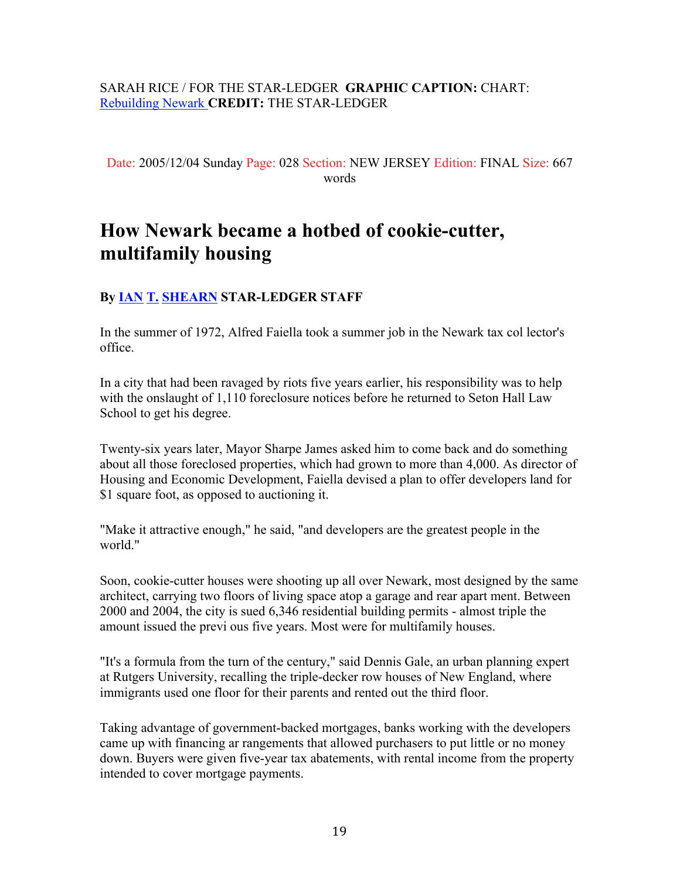SARAH RICE / FOR THE STAR-LEDGER **GRAPHIC CAPTION:** CHART: Rebuilding Newark **CREDIT:** THE STAR-LEDGER

Date: 2005/12/04 Sunday Page: 028 Section: NEW JERSEY Edition: FINAL Size: 667 words

# How Newark became a hotbed of cookie-cutter, multifamily housing

**By IAN T. SHEARN STAR-LEDGER STAFF**

In the summer of 1972, Alfred Faiella took a summer job in the Newark tax col lector's office.

In a city that had been ravaged by riots five years earlier, his responsibility was to help with the onslaught of 1,110 foreclosure notices before he returned to Seton Hall Law School to get his degree.

Twenty-six years later, Mayor Sharpe James asked him to come back and do something about all those foreclosed properties, which had grown to more than 4,000. As director of Housing and Economic Development, Faiella devised a plan to offer developers land for $1 square foot, as opposed to auctioning it.

"Make it attractive enough," he said, "and developers are the greatest people in the world."

Soon, cookie-cutter houses were shooting up all over Newark, most designed by the same architect, carrying two floors of living space atop a garage and rear apart ment. Between 2000 and 2004, the city is sued 6,346 residential building permits - almost triple the amount issued the previ ous five years. Most were for multifamily houses.

"It's a formula from the turn of the century," said Dennis Gale, an urban planning expert at Rutgers University, recalling the triple-decker row houses of New England, where immigrants used one floor for their parents and rented out the third floor.

Taking advantage of government-backed mortgages, banks working with the developers came up with financing ar rangements that allowed purchasers to put little or no money down. Buyers were given five-year tax abatements, with rental income from the property intended to cover mortgage payments.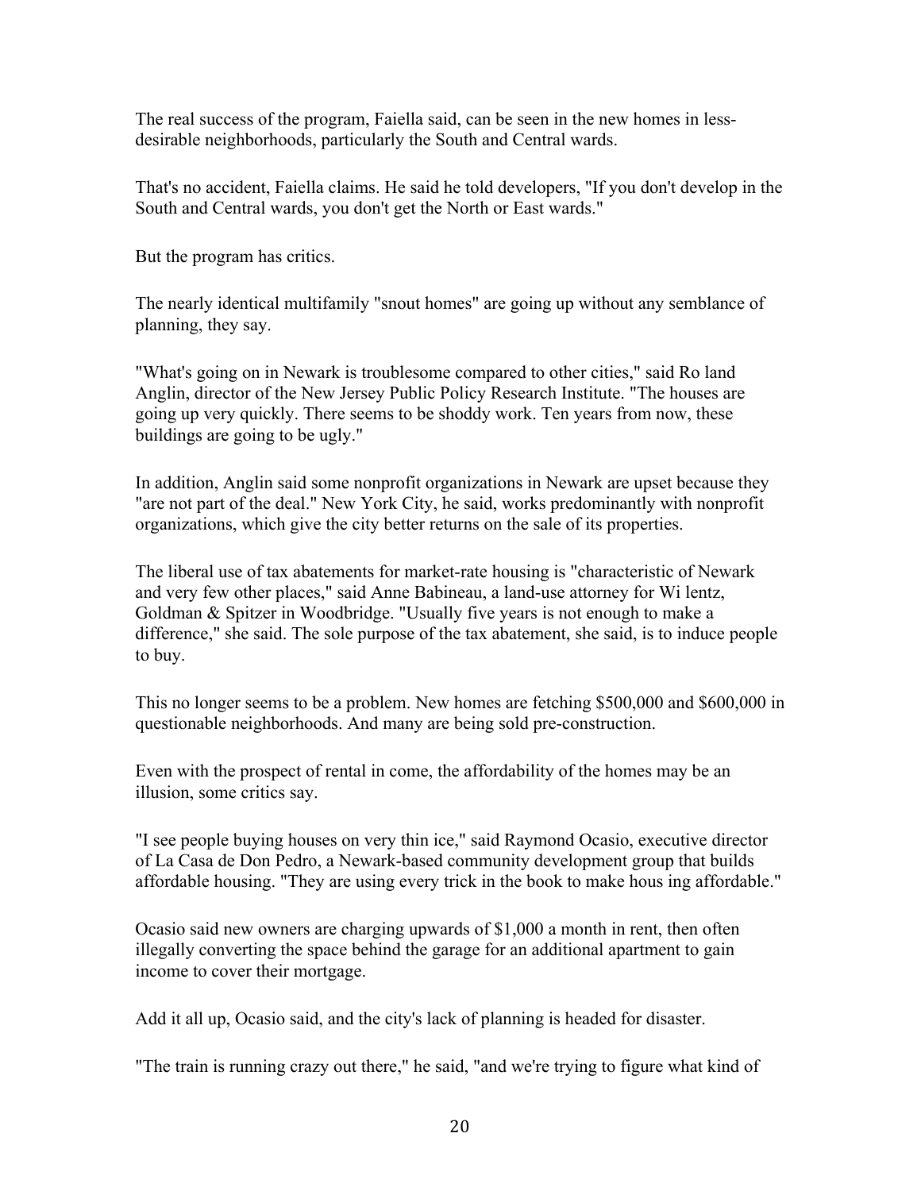The real success of the program, Faiella said, can be seen in the new homes in less-desirable neighborhoods, particularly the South and Central wards.

That's no accident, Faiella claims. He said he told developers, "If you don't develop in the South and Central wards, you don't get the North or East wards."

But the program has critics.

The nearly identical multifamily "snout homes" are going up without any semblance of planning, they say.

"What's going on in Newark is troublesome compared to other cities," said Ro land Anglin, director of the New Jersey Public Policy Research Institute. "The houses are going up very quickly. There seems to be shoddy work. Ten years from now, these buildings are going to be ugly."

In addition, Anglin said some nonprofit organizations in Newark are upset because they "are not part of the deal." New York City, he said, works predominantly with nonprofit organizations, which give the city better returns on the sale of its properties.

The liberal use of tax abatements for market-rate housing is "characteristic of Newark and very few other places," said Anne Babineau, a land-use attorney for Wi lentz, Goldman & Spitzer in Woodbridge. "Usually five years is not enough to make a difference," she said. The sole purpose of the tax abatement, she said, is to induce people to buy.

This no longer seems to be a problem. New homes are fetching $500,000 and $600,000 in questionable neighborhoods. And many are being sold pre-construction.

Even with the prospect of rental in come, the affordability of the homes may be an illusion, some critics say.

"I see people buying houses on very thin ice," said Raymond Ocasio, executive director of La Casa de Don Pedro, a Newark-based community development group that builds affordable housing. "They are using every trick in the book to make hous ing affordable."

Ocasio said new owners are charging upwards of $1,000 a month in rent, then often illegally converting the space behind the garage for an additional apartment to gain income to cover their mortgage.

Add it all up, Ocasio said, and the city's lack of planning is headed for disaster.

"The train is running crazy out there," he said, "and we're trying to figure what kind of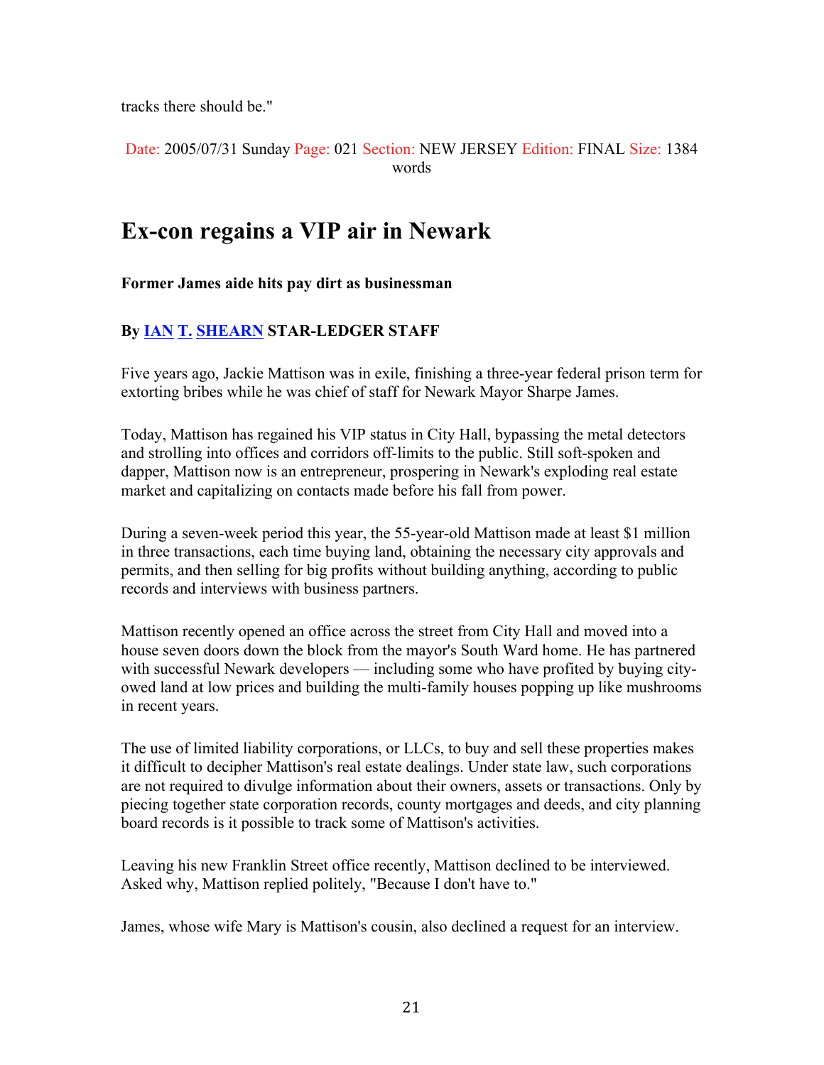tracks there should be."

Date: 2005/07/31 Sunday Page: 021 Section: NEW JERSEY Edition: FINAL Size: 1384 words

## Ex-con regains a VIP air in Newark

**Former James aide hits pay dirt as businessman**

**By IAN T. SHEARN STAR-LEDGER STAFF**

Five years ago, Jackie Mattison was in exile, finishing a three-year federal prison term for extorting bribes while he was chief of staff for Newark Mayor Sharpe James.

Today, Mattison has regained his VIP status in City Hall, bypassing the metal detectors and strolling into offices and corridors off-limits to the public. Still soft-spoken and dapper, Mattison now is an entrepreneur, prospering in Newark's exploding real estate market and capitalizing on contacts made before his fall from power.

During a seven-week period this year, the 55-year-old Mattison made at least $1 million in three transactions, each time buying land, obtaining the necessary city approvals and permits, and then selling for big profits without building anything, according to public records and interviews with business partners.

Mattison recently opened an office across the street from City Hall and moved into a house seven doors down the block from the mayor's South Ward home. He has partnered with successful Newark developers — including some who have profited by buying city-owed land at low prices and building the multi-family houses popping up like mushrooms in recent years.

The use of limited liability corporations, or LLCs, to buy and sell these properties makes it difficult to decipher Mattison's real estate dealings. Under state law, such corporations are not required to divulge information about their owners, assets or transactions. Only by piecing together state corporation records, county mortgages and deeds, and city planning board records is it possible to track some of Mattison's activities.

Leaving his new Franklin Street office recently, Mattison declined to be interviewed. Asked why, Mattison replied politely, "Because I don't have to."

James, whose wife Mary is Mattison's cousin, also declined a request for an interview.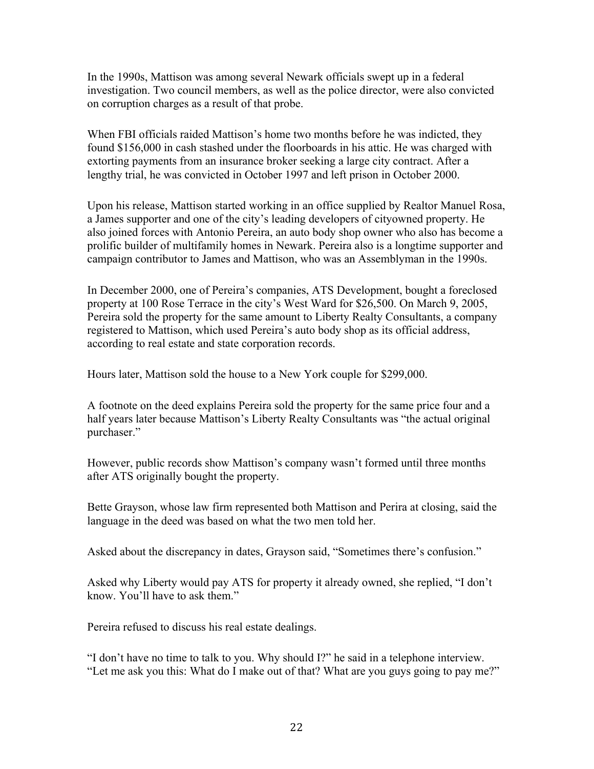In the 1990s, Mattison was among several Newark officials swept up in a federal investigation. Two council members, as well as the police director, were also convicted on corruption charges as a result of that probe.

When FBI officials raided Mattison's home two months before he was indicted, they found $156,000 in cash stashed under the floorboards in his attic. He was charged with extorting payments from an insurance broker seeking a large city contract. After a lengthy trial, he was convicted in October 1997 and left prison in October 2000.

Upon his release, Mattison started working in an office supplied by Realtor Manuel Rosa, a James supporter and one of the city's leading developers of cityowned property. He also joined forces with Antonio Pereira, an auto body shop owner who also has become a prolific builder of multifamily homes in Newark. Pereira also is a longtime supporter and campaign contributor to James and Mattison, who was an Assemblyman in the 1990s.

In December 2000, one of Pereira's companies, ATS Development, bought a foreclosed property at 100 Rose Terrace in the city's West Ward for $26,500. On March 9, 2005, Pereira sold the property for the same amount to Liberty Realty Consultants, a company registered to Mattison, which used Pereira's auto body shop as its official address, according to real estate and state corporation records.

Hours later, Mattison sold the house to a New York couple for $299,000.

A footnote on the deed explains Pereira sold the property for the same price four and a half years later because Mattison's Liberty Realty Consultants was "the actual original purchaser."

However, public records show Mattison's company wasn't formed until three months after ATS originally bought the property.

Bette Grayson, whose law firm represented both Mattison and Perira at closing, said the language in the deed was based on what the two men told her.

Asked about the discrepancy in dates, Grayson said, "Sometimes there's confusion."

Asked why Liberty would pay ATS for property it already owned, she replied, "I don't know. You'll have to ask them."

Pereira refused to discuss his real estate dealings.

"I don't have no time to talk to you. Why should I?" he said in a telephone interview. "Let me ask you this: What do I make out of that? What are you guys going to pay me?"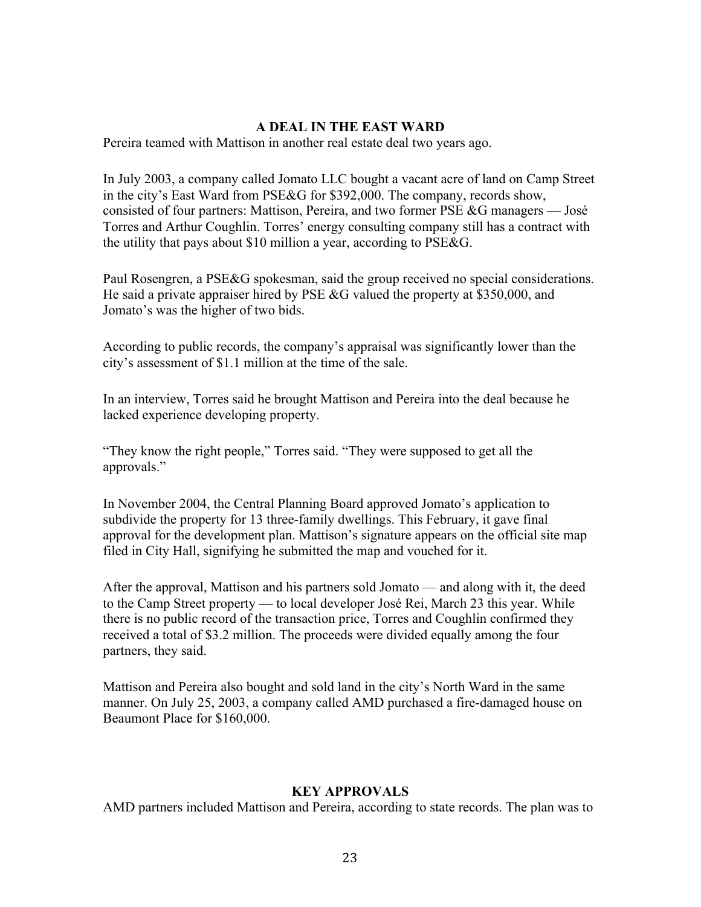## A DEAL IN THE EAST WARD

Pereira teamed with Mattison in another real estate deal two years ago.

In July 2003, a company called Jomato LLC bought a vacant acre of land on Camp Street in the city's East Ward from PSE&G for $392,000. The company, records show, consisted of four partners: Mattison, Pereira, and two former PSE &G managers — José Torres and Arthur Coughlin. Torres' energy consulting company still has a contract with the utility that pays about $10 million a year, according to PSE&G.

Paul Rosengren, a PSE&G spokesman, said the group received no special considerations. He said a private appraiser hired by PSE &G valued the property at $350,000, and Jomato's was the higher of two bids.

According to public records, the company's appraisal was significantly lower than the city's assessment of $1.1 million at the time of the sale.

In an interview, Torres said he brought Mattison and Pereira into the deal because he lacked experience developing property.

"They know the right people," Torres said. "They were supposed to get all the approvals."

In November 2004, the Central Planning Board approved Jomato's application to subdivide the property for 13 three-family dwellings. This February, it gave final approval for the development plan. Mattison's signature appears on the official site map filed in City Hall, signifying he submitted the map and vouched for it.

After the approval, Mattison and his partners sold Jomato — and along with it, the deed to the Camp Street property — to local developer José Rei, March 23 this year. While there is no public record of the transaction price, Torres and Coughlin confirmed they received a total of $3.2 million. The proceeds were divided equally among the four partners, they said.

Mattison and Pereira also bought and sold land in the city's North Ward in the same manner. On July 25, 2003, a company called AMD purchased a fire-damaged house on Beaumont Place for $160,000.

## KEY APPROVALS

AMD partners included Mattison and Pereira, according to state records. The plan was to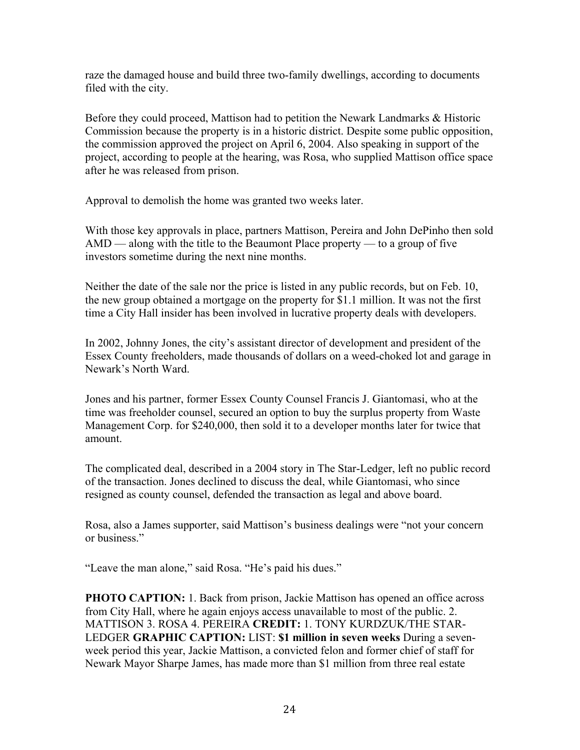raze the damaged house and build three two-family dwellings, according to documents filed with the city.

Before they could proceed, Mattison had to petition the Newark Landmarks & Historic Commission because the property is in a historic district. Despite some public opposition, the commission approved the project on April 6, 2004. Also speaking in support of the project, according to people at the hearing, was Rosa, who supplied Mattison office space after he was released from prison.

Approval to demolish the home was granted two weeks later.

With those key approvals in place, partners Mattison, Pereira and John DePinho then sold AMD — along with the title to the Beaumont Place property — to a group of five investors sometime during the next nine months.

Neither the date of the sale nor the price is listed in any public records, but on Feb. 10, the new group obtained a mortgage on the property for $1.1 million. It was not the first time a City Hall insider has been involved in lucrative property deals with developers.

In 2002, Johnny Jones, the city's assistant director of development and president of the Essex County freeholders, made thousands of dollars on a weed-choked lot and garage in Newark's North Ward.

Jones and his partner, former Essex County Counsel Francis J. Giantomasi, who at the time was freeholder counsel, secured an option to buy the surplus property from Waste Management Corp. for $240,000, then sold it to a developer months later for twice that amount.

The complicated deal, described in a 2004 story in The Star-Ledger, left no public record of the transaction. Jones declined to discuss the deal, while Giantomasi, who since resigned as county counsel, defended the transaction as legal and above board.

Rosa, also a James supporter, said Mattison's business dealings were "not your concern or business."

"Leave the man alone," said Rosa. "He's paid his dues."

**PHOTO CAPTION:** 1. Back from prison, Jackie Mattison has opened an office across from City Hall, where he again enjoys access unavailable to most of the public. 2. MATTISON 3. ROSA 4. PEREIRA **CREDIT:** 1. TONY KURDZUK/THE STAR-LEDGER **GRAPHIC CAPTION:** LIST: **$1 million in seven weeks** During a seven-week period this year, Jackie Mattison, a convicted felon and former chief of staff for Newark Mayor Sharpe James, has made more than $1 million from three real estate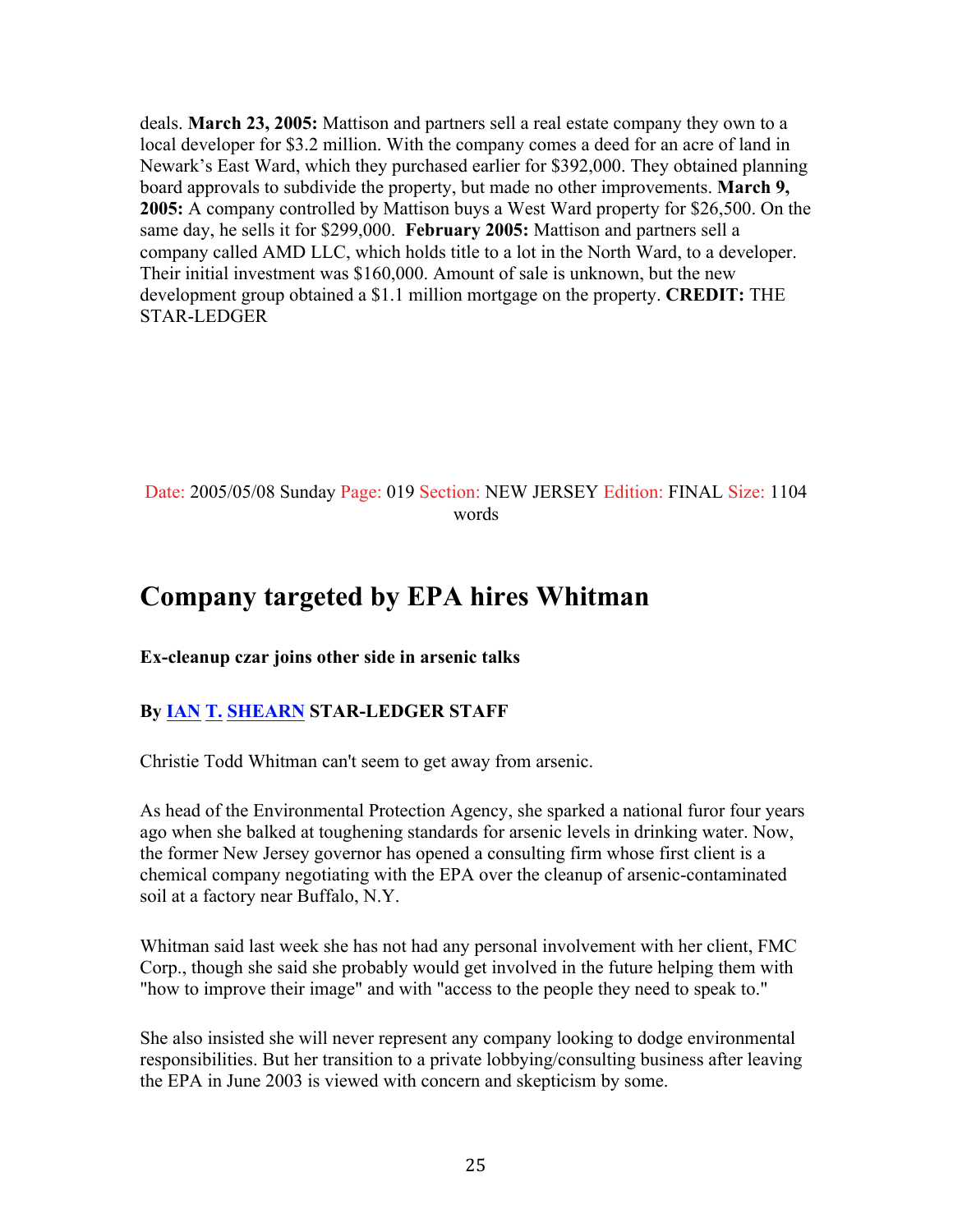deals. **March 23, 2005:** Mattison and partners sell a real estate company they own to a local developer for $3.2 million. With the company comes a deed for an acre of land in Newark's East Ward, which they purchased earlier for $392,000. They obtained planning board approvals to subdivide the property, but made no other improvements. **March 9, 2005:** A company controlled by Mattison buys a West Ward property for $26,500. On the same day, he sells it for $299,000. **February 2005:** Mattison and partners sell a company called AMD LLC, which holds title to a lot in the North Ward, to a developer. Their initial investment was $160,000. Amount of sale is unknown, but the new development group obtained a $1.1 million mortgage on the property. **CREDIT:** THE STAR-LEDGER

Date: 2005/05/08 Sunday Page: 019 Section: NEW JERSEY Edition: FINAL Size: 1104 words

# Company targeted by EPA hires Whitman

**Ex-cleanup czar joins other side in arsenic talks**

**By IAN T. SHEARN STAR-LEDGER STAFF**

Christie Todd Whitman can't seem to get away from arsenic.

As head of the Environmental Protection Agency, she sparked a national furor four years ago when she balked at toughening standards for arsenic levels in drinking water. Now, the former New Jersey governor has opened a consulting firm whose first client is a chemical company negotiating with the EPA over the cleanup of arsenic-contaminated soil at a factory near Buffalo, N.Y.

Whitman said last week she has not had any personal involvement with her client, FMC Corp., though she said she probably would get involved in the future helping them with "how to improve their image" and with "access to the people they need to speak to."

She also insisted she will never represent any company looking to dodge environmental responsibilities. But her transition to a private lobbying/consulting business after leaving the EPA in June 2003 is viewed with concern and skepticism by some.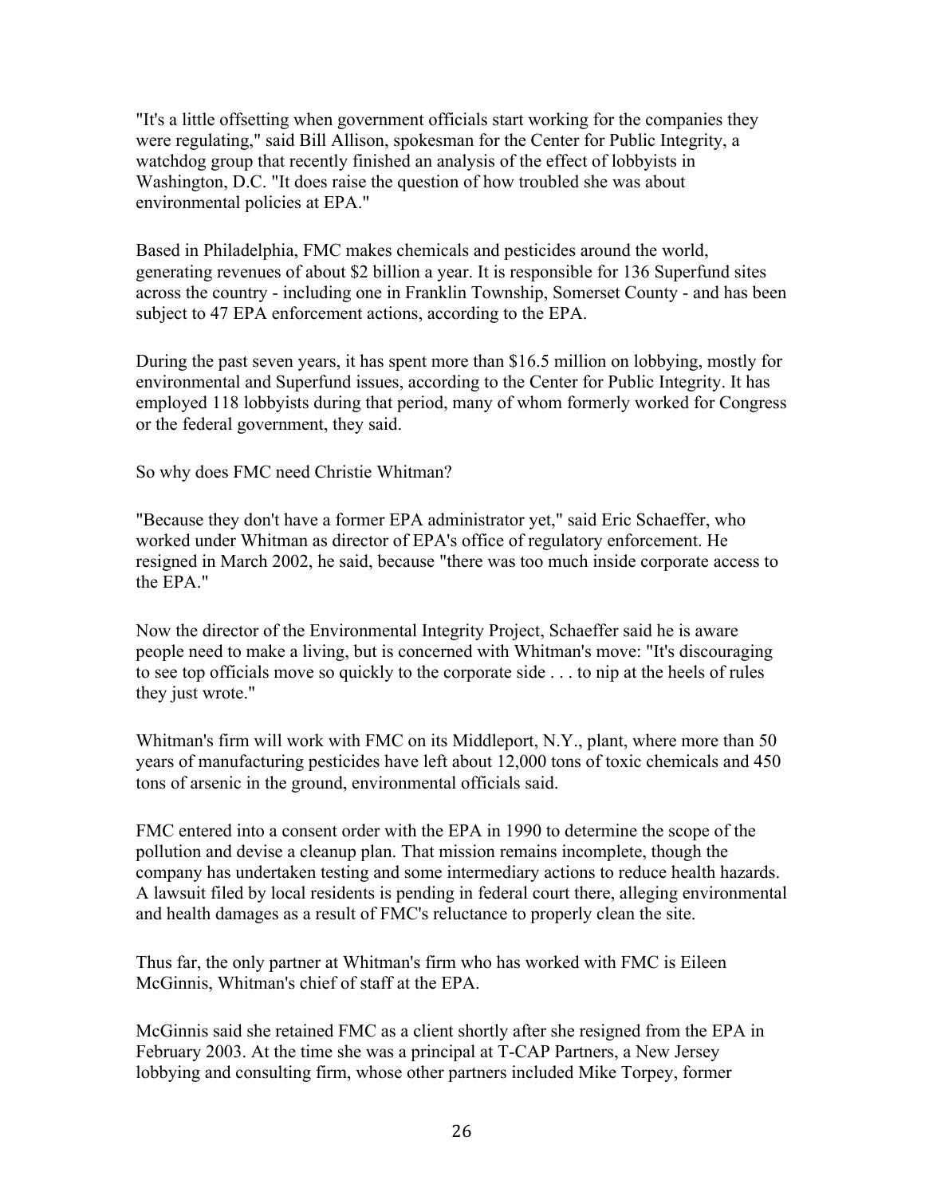"It's a little offsetting when government officials start working for the companies they were regulating," said Bill Allison, spokesman for the Center for Public Integrity, a watchdog group that recently finished an analysis of the effect of lobbyists in Washington, D.C. "It does raise the question of how troubled she was about environmental policies at EPA."

Based in Philadelphia, FMC makes chemicals and pesticides around the world, generating revenues of about $2 billion a year. It is responsible for 136 Superfund sites across the country - including one in Franklin Township, Somerset County - and has been subject to 47 EPA enforcement actions, according to the EPA.

During the past seven years, it has spent more than $16.5 million on lobbying, mostly for environmental and Superfund issues, according to the Center for Public Integrity. It has employed 118 lobbyists during that period, many of whom formerly worked for Congress or the federal government, they said.

So why does FMC need Christie Whitman?

"Because they don't have a former EPA administrator yet," said Eric Schaeffer, who worked under Whitman as director of EPA's office of regulatory enforcement. He resigned in March 2002, he said, because "there was too much inside corporate access to the EPA."

Now the director of the Environmental Integrity Project, Schaeffer said he is aware people need to make a living, but is concerned with Whitman's move: "It's discouraging to see top officials move so quickly to the corporate side . . . to nip at the heels of rules they just wrote."

Whitman's firm will work with FMC on its Middleport, N.Y., plant, where more than 50 years of manufacturing pesticides have left about 12,000 tons of toxic chemicals and 450 tons of arsenic in the ground, environmental officials said.

FMC entered into a consent order with the EPA in 1990 to determine the scope of the pollution and devise a cleanup plan. That mission remains incomplete, though the company has undertaken testing and some intermediary actions to reduce health hazards. A lawsuit filed by local residents is pending in federal court there, alleging environmental and health damages as a result of FMC's reluctance to properly clean the site.

Thus far, the only partner at Whitman's firm who has worked with FMC is Eileen McGinnis, Whitman's chief of staff at the EPA.

McGinnis said she retained FMC as a client shortly after she resigned from the EPA in February 2003. At the time she was a principal at T-CAP Partners, a New Jersey lobbying and consulting firm, whose other partners included Mike Torpey, former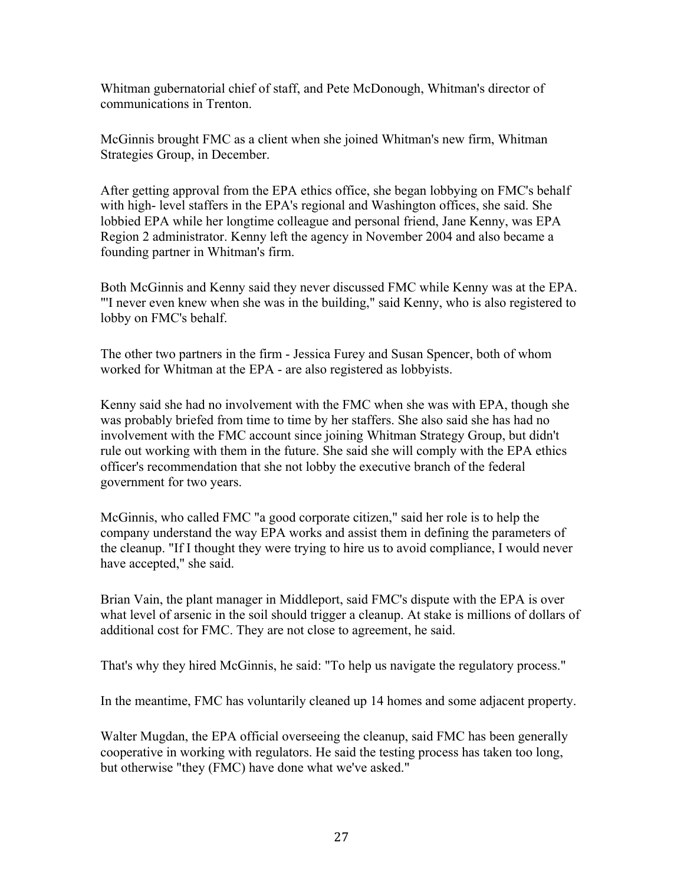Whitman gubernatorial chief of staff, and Pete McDonough, Whitman's director of communications in Trenton.

McGinnis brought FMC as a client when she joined Whitman's new firm, Whitman Strategies Group, in December.

After getting approval from the EPA ethics office, she began lobbying on FMC's behalf with high- level staffers in the EPA's regional and Washington offices, she said. She lobbied EPA while her longtime colleague and personal friend, Jane Kenny, was EPA Region 2 administrator. Kenny left the agency in November 2004 and also became a founding partner in Whitman's firm.

Both McGinnis and Kenny said they never discussed FMC while Kenny was at the EPA. "'I never even knew when she was in the building," said Kenny, who is also registered to lobby on FMC's behalf.

The other two partners in the firm - Jessica Furey and Susan Spencer, both of whom worked for Whitman at the EPA - are also registered as lobbyists.

Kenny said she had no involvement with the FMC when she was with EPA, though she was probably briefed from time to time by her staffers. She also said she has had no involvement with the FMC account since joining Whitman Strategy Group, but didn't rule out working with them in the future. She said she will comply with the EPA ethics officer's recommendation that she not lobby the executive branch of the federal government for two years.

McGinnis, who called FMC "a good corporate citizen," said her role is to help the company understand the way EPA works and assist them in defining the parameters of the cleanup. "If I thought they were trying to hire us to avoid compliance, I would never have accepted," she said.

Brian Vain, the plant manager in Middleport, said FMC's dispute with the EPA is over what level of arsenic in the soil should trigger a cleanup. At stake is millions of dollars of additional cost for FMC. They are not close to agreement, he said.

That's why they hired McGinnis, he said: "To help us navigate the regulatory process."

In the meantime, FMC has voluntarily cleaned up 14 homes and some adjacent property.

Walter Mugdan, the EPA official overseeing the cleanup, said FMC has been generally cooperative in working with regulators. He said the testing process has taken too long, but otherwise "they (FMC) have done what we've asked."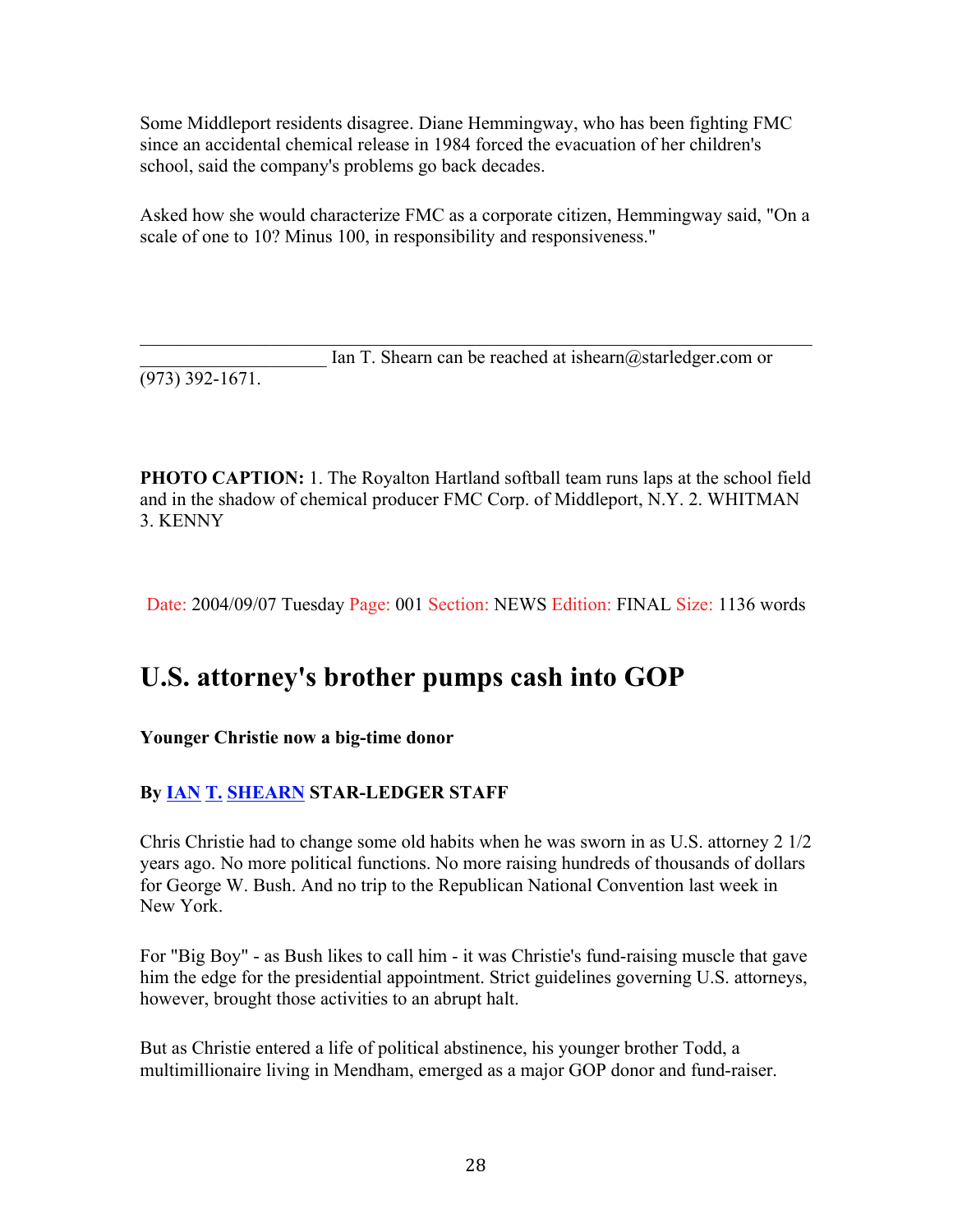Some Middleport residents disagree. Diane Hemmingway, who has been fighting FMC since an accidental chemical release in 1984 forced the evacuation of her children's school, said the company's problems go back decades.

Asked how she would characterize FMC as a corporate citizen, Hemmingway said, "On a scale of one to 10? Minus 100, in responsibility and responsiveness."

---

Ian T. Shearn can be reached at ishearn@starledger.com or (973) 392-1671.

**PHOTO CAPTION:** 1. The Royalton Hartland softball team runs laps at the school field and in the shadow of chemical producer FMC Corp. of Middleport, N.Y. 2. WHITMAN 3. KENNY

Date: 2004/09/07 Tuesday Page: 001 Section: NEWS Edition: FINAL Size: 1136 words

## U.S. attorney's brother pumps cash into GOP

**Younger Christie now a big-time donor**

**By IAN T. SHEARN STAR-LEDGER STAFF**

Chris Christie had to change some old habits when he was sworn in as U.S. attorney 2 1/2 years ago. No more political functions. No more raising hundreds of thousands of dollars for George W. Bush. And no trip to the Republican National Convention last week in New York.

For "Big Boy" - as Bush likes to call him - it was Christie's fund-raising muscle that gave him the edge for the presidential appointment. Strict guidelines governing U.S. attorneys, however, brought those activities to an abrupt halt.

But as Christie entered a life of political abstinence, his younger brother Todd, a multimillionaire living in Mendham, emerged as a major GOP donor and fund-raiser.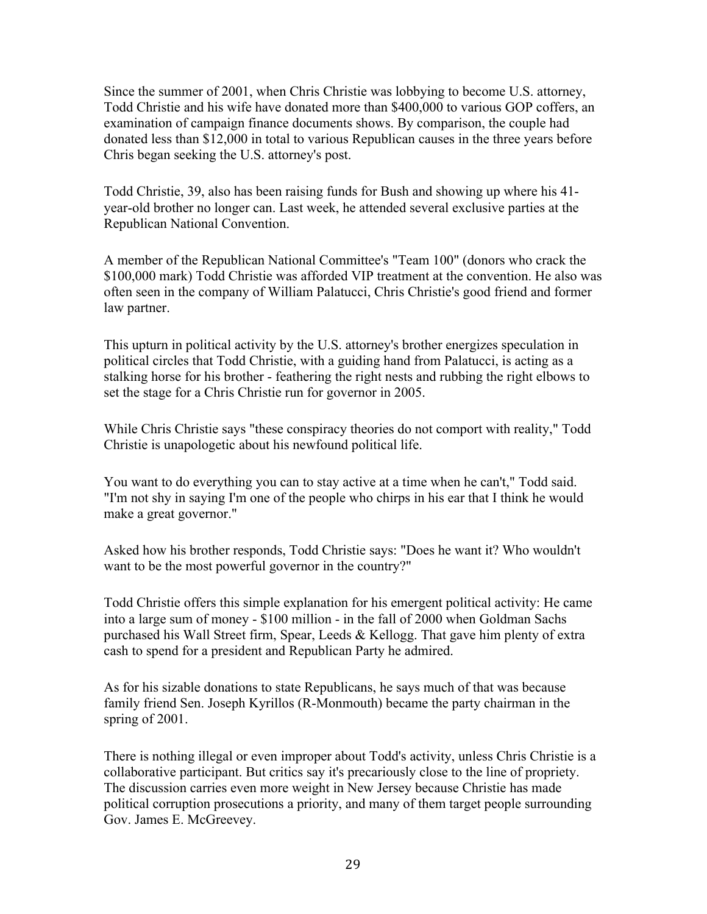Since the summer of 2001, when Chris Christie was lobbying to become U.S. attorney, Todd Christie and his wife have donated more than $400,000 to various GOP coffers, an examination of campaign finance documents shows. By comparison, the couple had donated less than $12,000 in total to various Republican causes in the three years before Chris began seeking the U.S. attorney's post.

Todd Christie, 39, also has been raising funds for Bush and showing up where his 41-year-old brother no longer can. Last week, he attended several exclusive parties at the Republican National Convention.

A member of the Republican National Committee's "Team 100" (donors who crack the $100,000 mark) Todd Christie was afforded VIP treatment at the convention. He also was often seen in the company of William Palatucci, Chris Christie's good friend and former law partner.

This upturn in political activity by the U.S. attorney's brother energizes speculation in political circles that Todd Christie, with a guiding hand from Palatucci, is acting as a stalking horse for his brother - feathering the right nests and rubbing the right elbows to set the stage for a Chris Christie run for governor in 2005.

While Chris Christie says "these conspiracy theories do not comport with reality," Todd Christie is unapologetic about his newfound political life.

You want to do everything you can to stay active at a time when he can't," Todd said. "I'm not shy in saying I'm one of the people who chirps in his ear that I think he would make a great governor."

Asked how his brother responds, Todd Christie says: "Does he want it? Who wouldn't want to be the most powerful governor in the country?"

Todd Christie offers this simple explanation for his emergent political activity: He came into a large sum of money - $100 million - in the fall of 2000 when Goldman Sachs purchased his Wall Street firm, Spear, Leeds & Kellogg. That gave him plenty of extra cash to spend for a president and Republican Party he admired.

As for his sizable donations to state Republicans, he says much of that was because family friend Sen. Joseph Kyrillos (R-Monmouth) became the party chairman in the spring of 2001.

There is nothing illegal or even improper about Todd's activity, unless Chris Christie is a collaborative participant. But critics say it's precariously close to the line of propriety. The discussion carries even more weight in New Jersey because Christie has made political corruption prosecutions a priority, and many of them target people surrounding Gov. James E. McGreevey.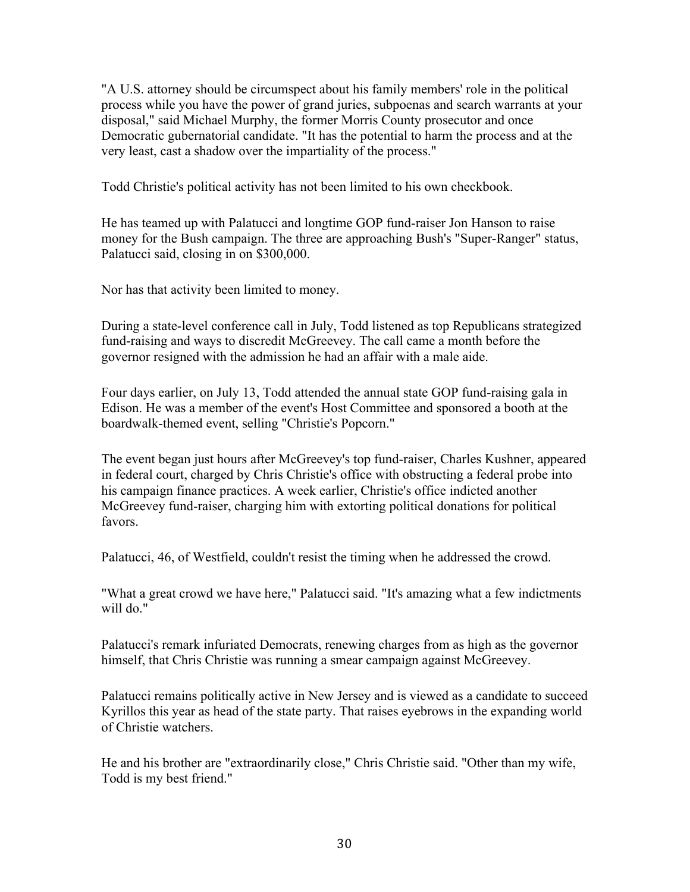"A U.S. attorney should be circumspect about his family members' role in the political process while you have the power of grand juries, subpoenas and search warrants at your disposal," said Michael Murphy, the former Morris County prosecutor and once Democratic gubernatorial candidate. "It has the potential to harm the process and at the very least, cast a shadow over the impartiality of the process."

Todd Christie's political activity has not been limited to his own checkbook.

He has teamed up with Palatucci and longtime GOP fund-raiser Jon Hanson to raise money for the Bush campaign. The three are approaching Bush's "Super-Ranger" status, Palatucci said, closing in on $300,000.

Nor has that activity been limited to money.

During a state-level conference call in July, Todd listened as top Republicans strategized fund-raising and ways to discredit McGreevey. The call came a month before the governor resigned with the admission he had an affair with a male aide.

Four days earlier, on July 13, Todd attended the annual state GOP fund-raising gala in Edison. He was a member of the event's Host Committee and sponsored a booth at the boardwalk-themed event, selling "Christie's Popcorn."

The event began just hours after McGreevey's top fund-raiser, Charles Kushner, appeared in federal court, charged by Chris Christie's office with obstructing a federal probe into his campaign finance practices. A week earlier, Christie's office indicted another McGreevey fund-raiser, charging him with extorting political donations for political favors.

Palatucci, 46, of Westfield, couldn't resist the timing when he addressed the crowd.

"What a great crowd we have here," Palatucci said. "It's amazing what a few indictments will do."

Palatucci's remark infuriated Democrats, renewing charges from as high as the governor himself, that Chris Christie was running a smear campaign against McGreevey.

Palatucci remains politically active in New Jersey and is viewed as a candidate to succeed Kyrillos this year as head of the state party. That raises eyebrows in the expanding world of Christie watchers.

He and his brother are "extraordinarily close," Chris Christie said. "Other than my wife, Todd is my best friend."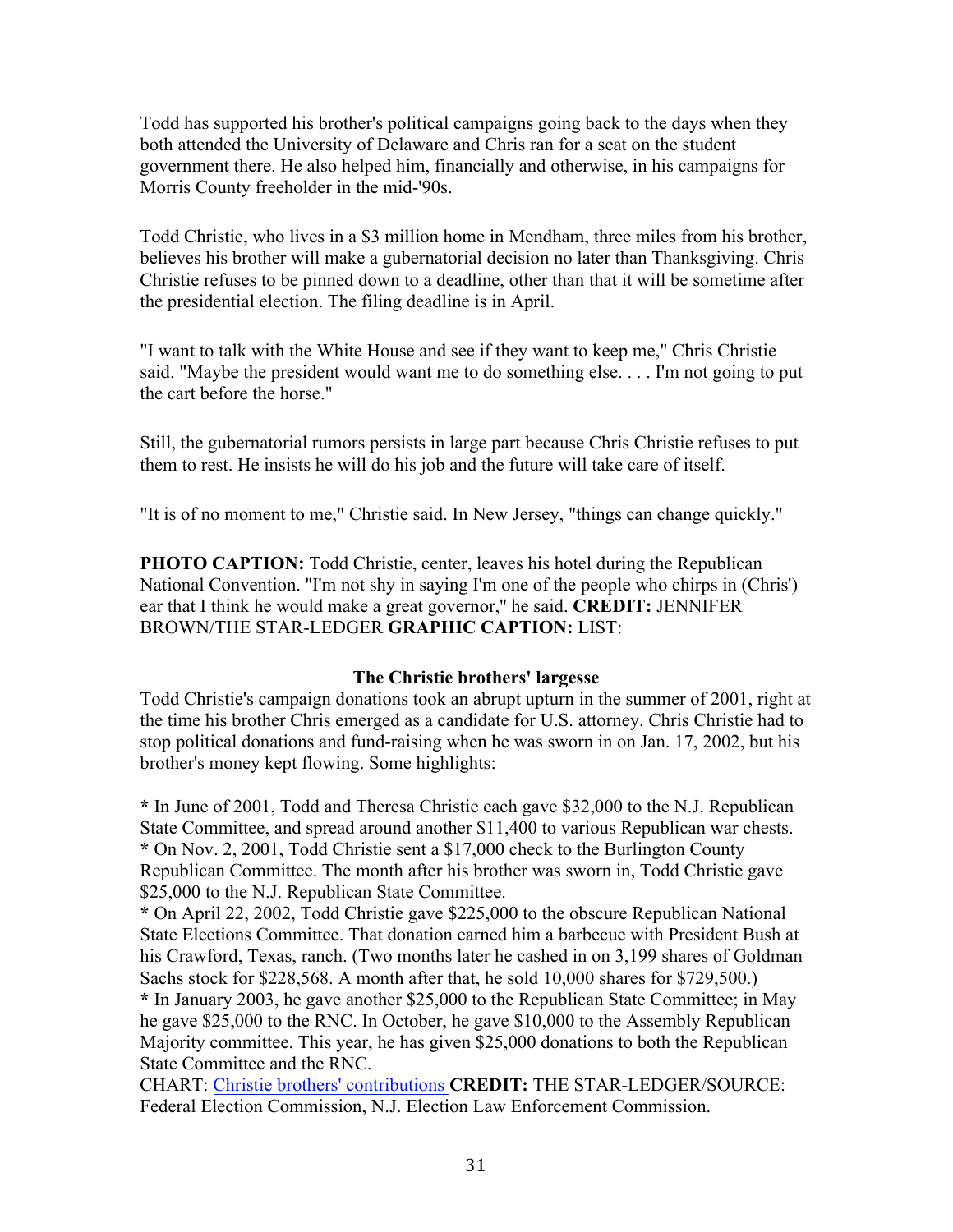Todd has supported his brother's political campaigns going back to the days when they both attended the University of Delaware and Chris ran for a seat on the student government there. He also helped him, financially and otherwise, in his campaigns for Morris County freeholder in the mid-'90s.

Todd Christie, who lives in a $3 million home in Mendham, three miles from his brother, believes his brother will make a gubernatorial decision no later than Thanksgiving. Chris Christie refuses to be pinned down to a deadline, other than that it will be sometime after the presidential election. The filing deadline is in April.

"I want to talk with the White House and see if they want to keep me," Chris Christie said. "Maybe the president would want me to do something else. . . . I'm not going to put the cart before the horse."

Still, the gubernatorial rumors persists in large part because Chris Christie refuses to put them to rest. He insists he will do his job and the future will take care of itself.

"It is of no moment to me," Christie said. In New Jersey, "things can change quickly."

**PHOTO CAPTION:** Todd Christie, center, leaves his hotel during the Republican National Convention. "I'm not shy in saying I'm one of the people who chirps in (Chris') ear that I think he would make a great governor," he said. **CREDIT:** JENNIFER BROWN/THE STAR-LEDGER **GRAPHIC CAPTION:** LIST:

**The Christie brothers' largesse**

Todd Christie's campaign donations took an abrupt upturn in the summer of 2001, right at the time his brother Chris emerged as a candidate for U.S. attorney. Chris Christie had to stop political donations and fund-raising when he was sworn in on Jan. 17, 2002, but his brother's money kept flowing. Some highlights:

* In June of 2001, Todd and Theresa Christie each gave $32,000 to the N.J. Republican State Committee, and spread around another $11,400 to various Republican war chests.
* On Nov. 2, 2001, Todd Christie sent a $17,000 check to the Burlington County Republican Committee. The month after his brother was sworn in, Todd Christie gave $25,000 to the N.J. Republican State Committee.
* On April 22, 2002, Todd Christie gave $225,000 to the obscure Republican National State Elections Committee. That donation earned him a barbecue with President Bush at his Crawford, Texas, ranch. (Two months later he cashed in on 3,199 shares of Goldman Sachs stock for $228,568. A month after that, he sold 10,000 shares for $729,500.)
* In January 2003, he gave another $25,000 to the Republican State Committee; in May he gave $25,000 to the RNC. In October, he gave $10,000 to the Assembly Republican Majority committee. This year, he has given $25,000 donations to both the Republican State Committee and the RNC.

CHART: Christie brothers' contributions **CREDIT:** THE STAR-LEDGER/SOURCE: Federal Election Commission, N.J. Election Law Enforcement Commission.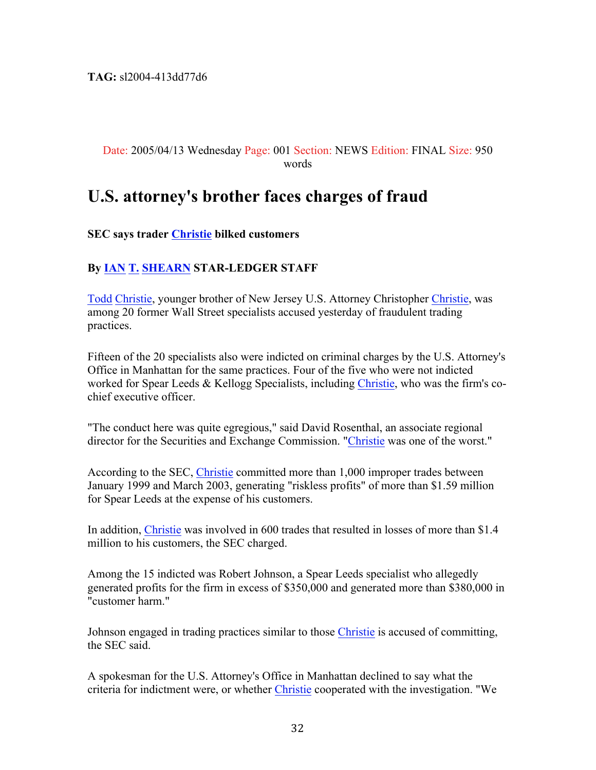**TAG:** sl2004-413dd77d6

Date: 2005/04/13 Wednesday Page: 001 Section: NEWS Edition: FINAL Size: 950 words

# U.S. attorney's brother faces charges of fraud

**SEC says trader Christie bilked customers**

**By IAN T. SHEARN STAR-LEDGER STAFF**

Todd Christie, younger brother of New Jersey U.S. Attorney Christopher Christie, was among 20 former Wall Street specialists accused yesterday of fraudulent trading practices.

Fifteen of the 20 specialists also were indicted on criminal charges by the U.S. Attorney's Office in Manhattan for the same practices. Four of the five who were not indicted worked for Spear Leeds & Kellogg Specialists, including Christie, who was the firm's co-chief executive officer.

"The conduct here was quite egregious," said David Rosenthal, an associate regional director for the Securities and Exchange Commission. "Christie was one of the worst."

According to the SEC, Christie committed more than 1,000 improper trades between January 1999 and March 2003, generating "riskless profits" of more than $1.59 million for Spear Leeds at the expense of his customers.

In addition, Christie was involved in 600 trades that resulted in losses of more than $1.4 million to his customers, the SEC charged.

Among the 15 indicted was Robert Johnson, a Spear Leeds specialist who allegedly generated profits for the firm in excess of $350,000 and generated more than $380,000 in "customer harm."

Johnson engaged in trading practices similar to those Christie is accused of committing, the SEC said.

A spokesman for the U.S. Attorney's Office in Manhattan declined to say what the criteria for indictment were, or whether Christie cooperated with the investigation. "We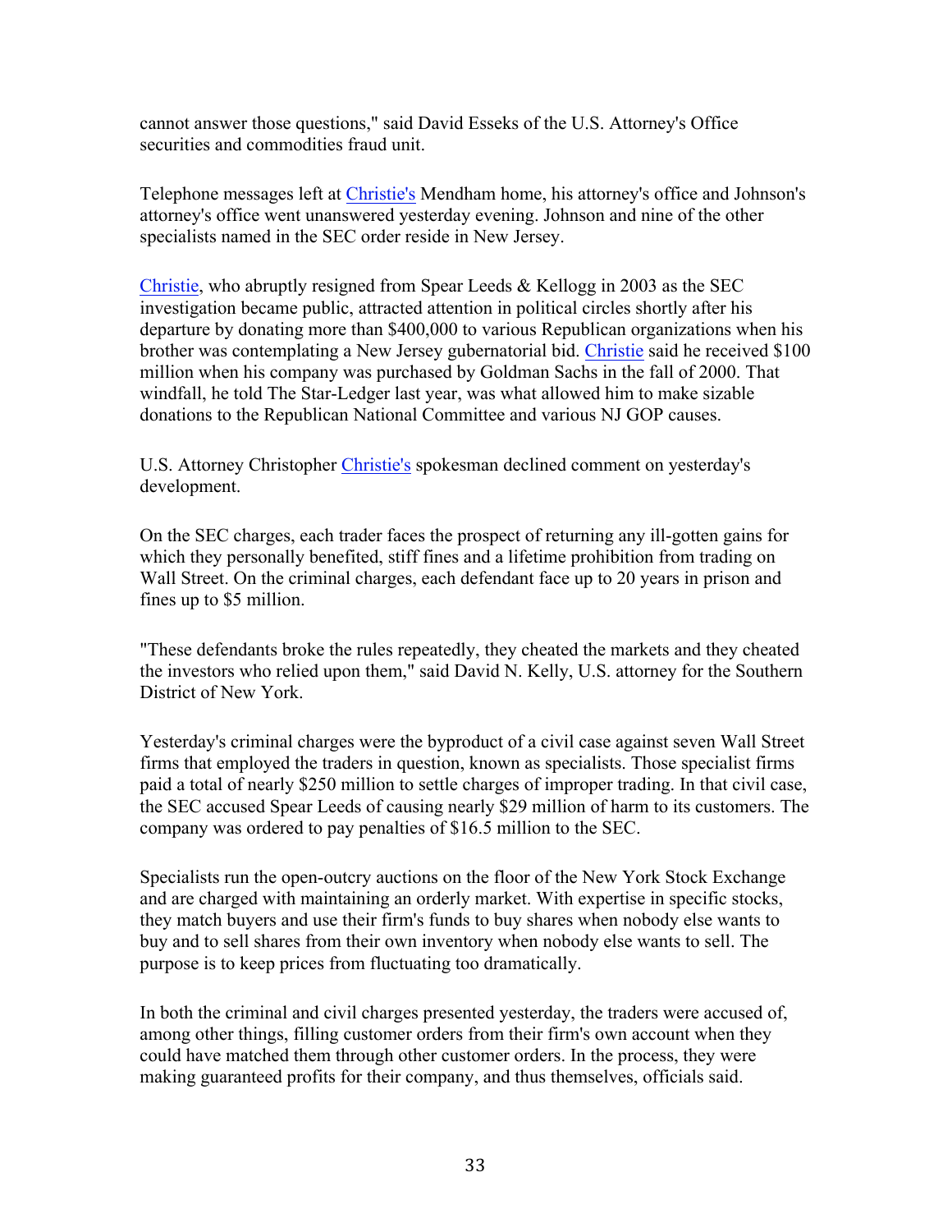cannot answer those questions," said David Esseks of the U.S. Attorney's Office securities and commodities fraud unit.

Telephone messages left at Christie's Mendham home, his attorney's office and Johnson's attorney's office went unanswered yesterday evening. Johnson and nine of the other specialists named in the SEC order reside in New Jersey.

Christie, who abruptly resigned from Spear Leeds & Kellogg in 2003 as the SEC investigation became public, attracted attention in political circles shortly after his departure by donating more than $400,000 to various Republican organizations when his brother was contemplating a New Jersey gubernatorial bid. Christie said he received $100 million when his company was purchased by Goldman Sachs in the fall of 2000. That windfall, he told The Star-Ledger last year, was what allowed him to make sizable donations to the Republican National Committee and various NJ GOP causes.

U.S. Attorney Christopher Christie's spokesman declined comment on yesterday's development.

On the SEC charges, each trader faces the prospect of returning any ill-gotten gains for which they personally benefited, stiff fines and a lifetime prohibition from trading on Wall Street. On the criminal charges, each defendant face up to 20 years in prison and fines up to $5 million.

"These defendants broke the rules repeatedly, they cheated the markets and they cheated the investors who relied upon them," said David N. Kelly, U.S. attorney for the Southern District of New York.

Yesterday's criminal charges were the byproduct of a civil case against seven Wall Street firms that employed the traders in question, known as specialists. Those specialist firms paid a total of nearly $250 million to settle charges of improper trading. In that civil case, the SEC accused Spear Leeds of causing nearly $29 million of harm to its customers. The company was ordered to pay penalties of $16.5 million to the SEC.

Specialists run the open-outcry auctions on the floor of the New York Stock Exchange and are charged with maintaining an orderly market. With expertise in specific stocks, they match buyers and use their firm's funds to buy shares when nobody else wants to buy and to sell shares from their own inventory when nobody else wants to sell. The purpose is to keep prices from fluctuating too dramatically.

In both the criminal and civil charges presented yesterday, the traders were accused of, among other things, filling customer orders from their firm's own account when they could have matched them through other customer orders. In the process, they were making guaranteed profits for their company, and thus themselves, officials said.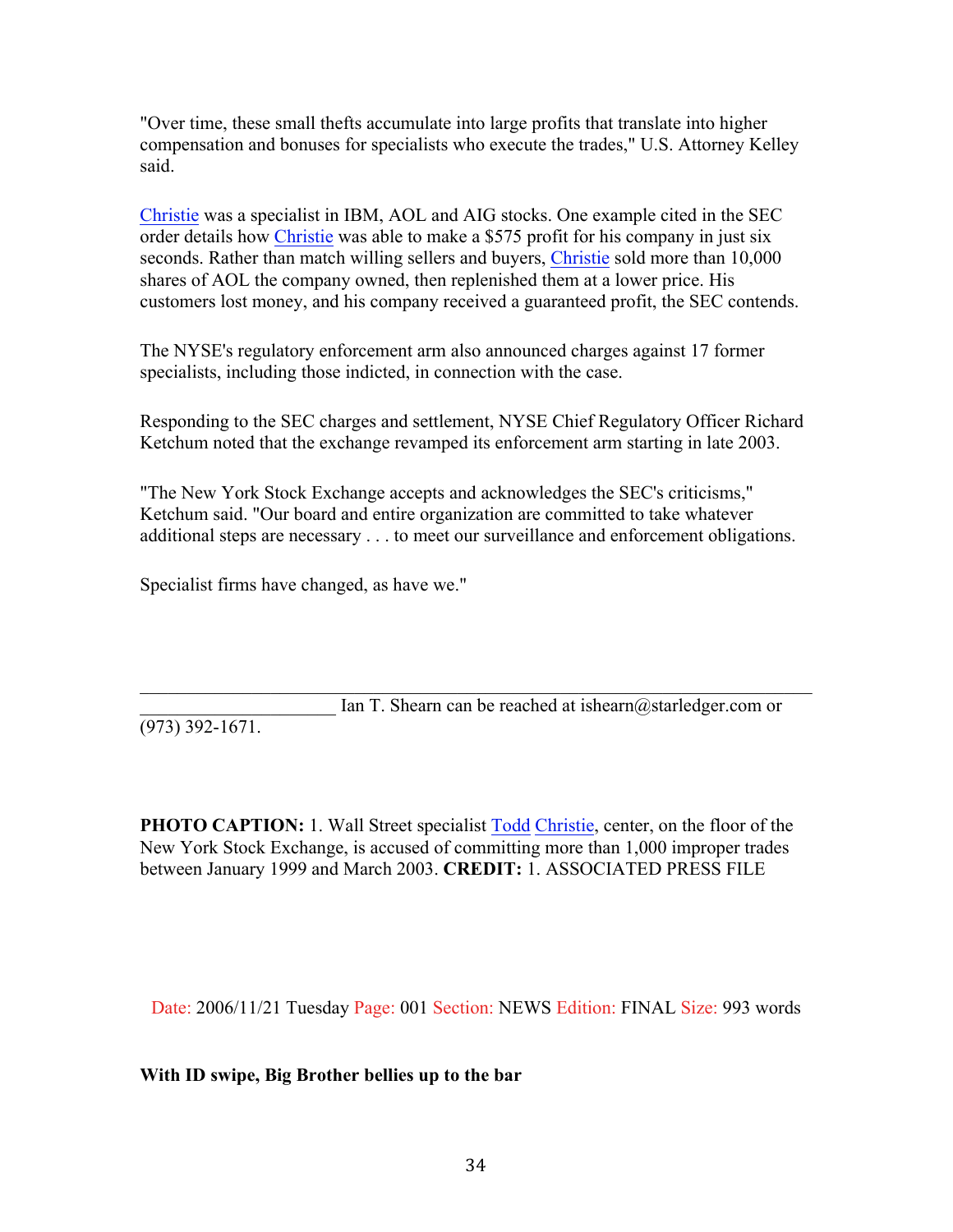"Over time, these small thefts accumulate into large profits that translate into higher compensation and bonuses for specialists who execute the trades," U.S. Attorney Kelley said.

Christie was a specialist in IBM, AOL and AIG stocks. One example cited in the SEC order details how Christie was able to make a $575 profit for his company in just six seconds. Rather than match willing sellers and buyers, Christie sold more than 10,000 shares of AOL the company owned, then replenished them at a lower price. His customers lost money, and his company received a guaranteed profit, the SEC contends.

The NYSE's regulatory enforcement arm also announced charges against 17 former specialists, including those indicted, in connection with the case.

Responding to the SEC charges and settlement, NYSE Chief Regulatory Officer Richard Ketchum noted that the exchange revamped its enforcement arm starting in late 2003.

"The New York Stock Exchange accepts and acknowledges the SEC's criticisms," Ketchum said. "Our board and entire organization are committed to take whatever additional steps are necessary . . . to meet our surveillance and enforcement obligations.

Specialist firms have changed, as have we."

---

Ian T. Shearn can be reached at ishearn@starledger.com or (973) 392-1671.

**PHOTO CAPTION:** 1. Wall Street specialist Todd Christie, center, on the floor of the New York Stock Exchange, is accused of committing more than 1,000 improper trades between January 1999 and March 2003. **CREDIT:** 1. ASSOCIATED PRESS FILE

Date: 2006/11/21 Tuesday Page: 001 Section: NEWS Edition: FINAL Size: 993 words

**With ID swipe, Big Brother bellies up to the bar**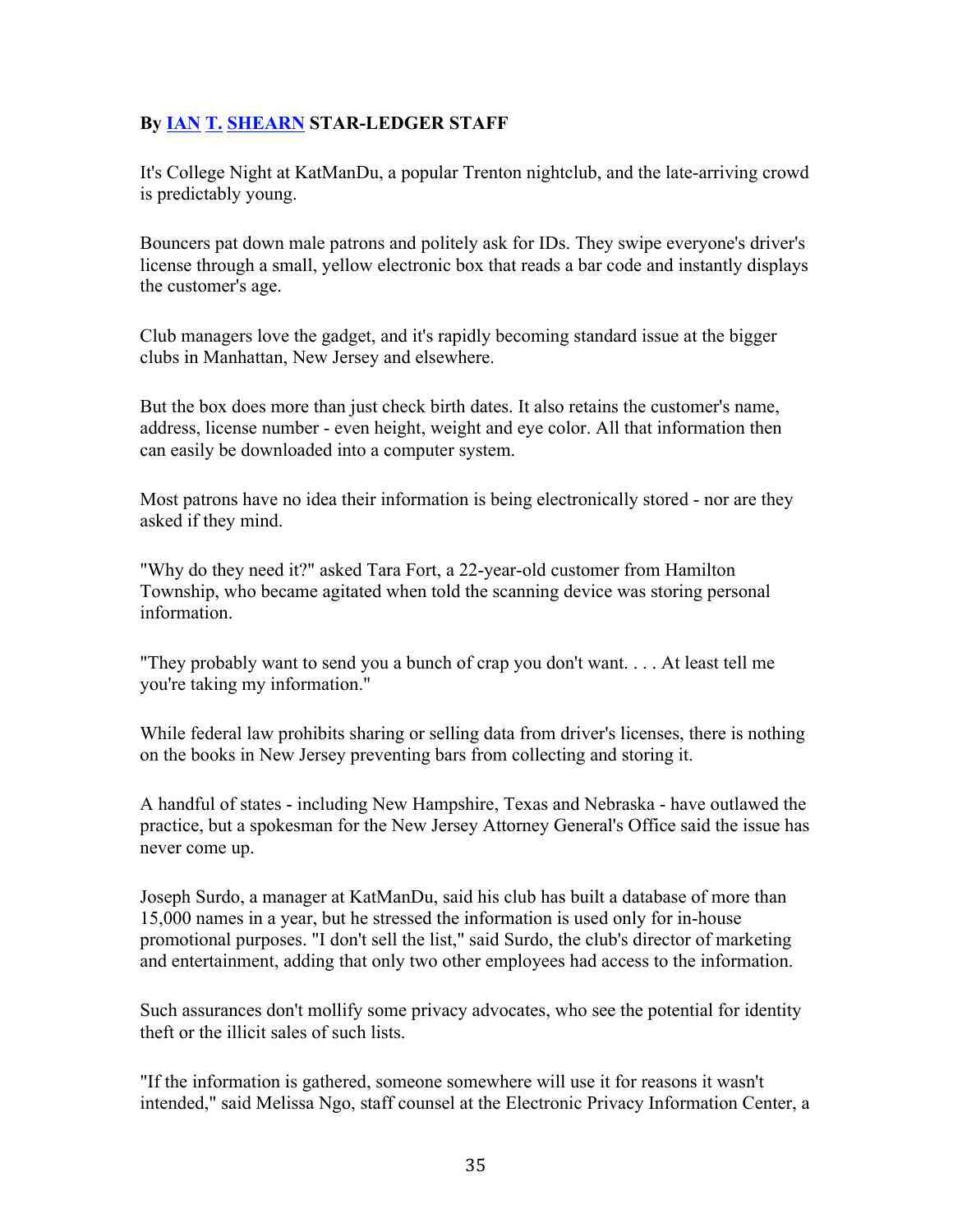**By [IAN](#) [T.](#) [SHEARN](#) STAR-LEDGER STAFF**

It's College Night at KatManDu, a popular Trenton nightclub, and the late-arriving crowd is predictably young.

Bouncers pat down male patrons and politely ask for IDs. They swipe everyone's driver's license through a small, yellow electronic box that reads a bar code and instantly displays the customer's age.

Club managers love the gadget, and it's rapidly becoming standard issue at the bigger clubs in Manhattan, New Jersey and elsewhere.

But the box does more than just check birth dates. It also retains the customer's name, address, license number - even height, weight and eye color. All that information then can easily be downloaded into a computer system.

Most patrons have no idea their information is being electronically stored - nor are they asked if they mind.

"Why do they need it?" asked Tara Fort, a 22-year-old customer from Hamilton Township, who became agitated when told the scanning device was storing personal information.

"They probably want to send you a bunch of crap you don't want. . . . At least tell me you're taking my information."

While federal law prohibits sharing or selling data from driver's licenses, there is nothing on the books in New Jersey preventing bars from collecting and storing it.

A handful of states - including New Hampshire, Texas and Nebraska - have outlawed the practice, but a spokesman for the New Jersey Attorney General's Office said the issue has never come up.

Joseph Surdo, a manager at KatManDu, said his club has built a database of more than 15,000 names in a year, but he stressed the information is used only for in-house promotional purposes. "I don't sell the list," said Surdo, the club's director of marketing and entertainment, adding that only two other employees had access to the information.

Such assurances don't mollify some privacy advocates, who see the potential for identity theft or the illicit sales of such lists.

"If the information is gathered, someone somewhere will use it for reasons it wasn't intended," said Melissa Ngo, staff counsel at the Electronic Privacy Information Center, a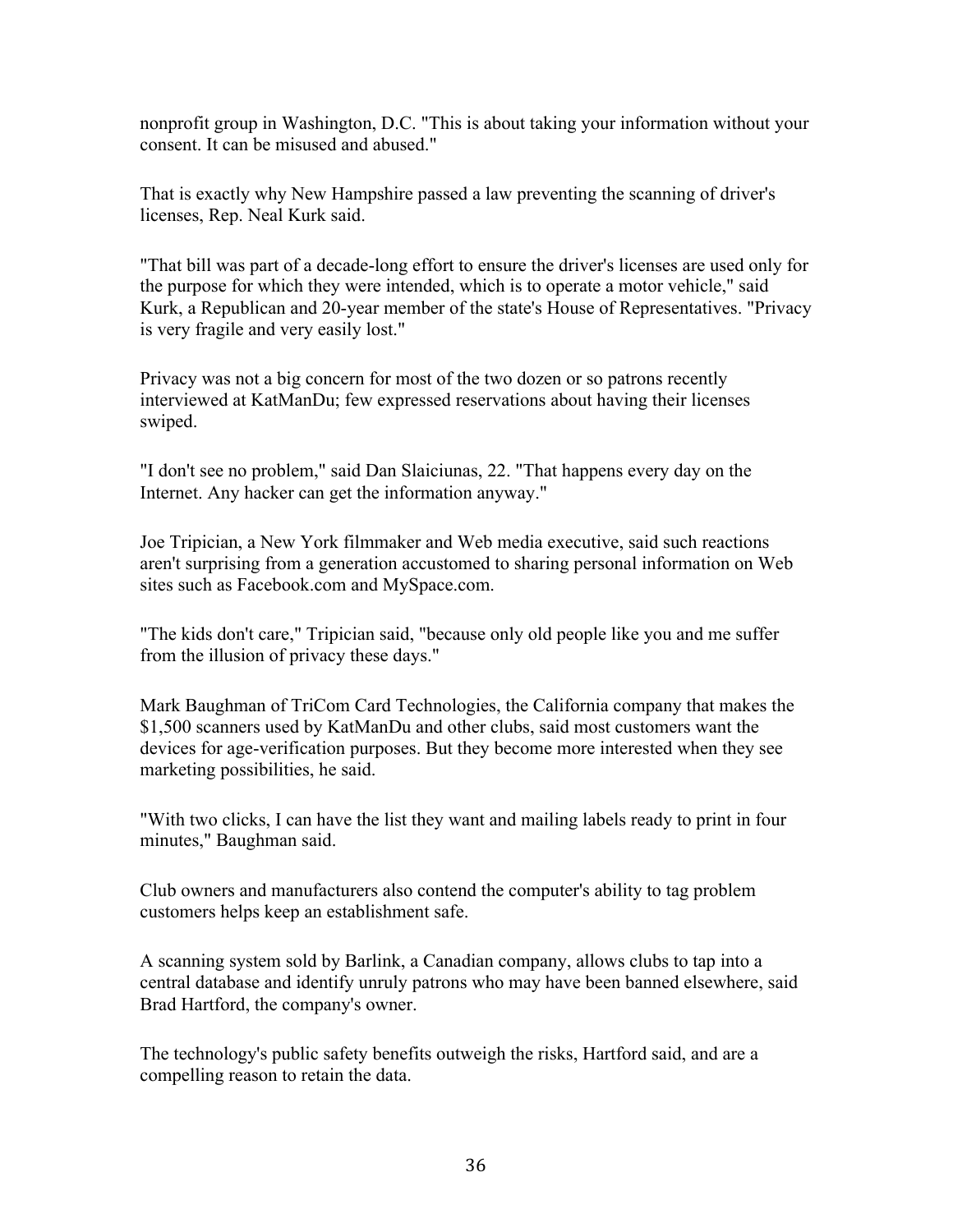nonprofit group in Washington, D.C. "This is about taking your information without your consent. It can be misused and abused."

That is exactly why New Hampshire passed a law preventing the scanning of driver's licenses, Rep. Neal Kurk said.

"That bill was part of a decade-long effort to ensure the driver's licenses are used only for the purpose for which they were intended, which is to operate a motor vehicle," said Kurk, a Republican and 20-year member of the state's House of Representatives. "Privacy is very fragile and very easily lost."

Privacy was not a big concern for most of the two dozen or so patrons recently interviewed at KatManDu; few expressed reservations about having their licenses swiped.

"I don't see no problem," said Dan Slaiciunas, 22. "That happens every day on the Internet. Any hacker can get the information anyway."

Joe Tripician, a New York filmmaker and Web media executive, said such reactions aren't surprising from a generation accustomed to sharing personal information on Web sites such as Facebook.com and MySpace.com.

"The kids don't care," Tripician said, "because only old people like you and me suffer from the illusion of privacy these days."

Mark Baughman of TriCom Card Technologies, the California company that makes the $1,500 scanners used by KatManDu and other clubs, said most customers want the devices for age-verification purposes. But they become more interested when they see marketing possibilities, he said.

"With two clicks, I can have the list they want and mailing labels ready to print in four minutes," Baughman said.

Club owners and manufacturers also contend the computer's ability to tag problem customers helps keep an establishment safe.

A scanning system sold by Barlink, a Canadian company, allows clubs to tap into a central database and identify unruly patrons who may have been banned elsewhere, said Brad Hartford, the company's owner.

The technology's public safety benefits outweigh the risks, Hartford said, and are a compelling reason to retain the data.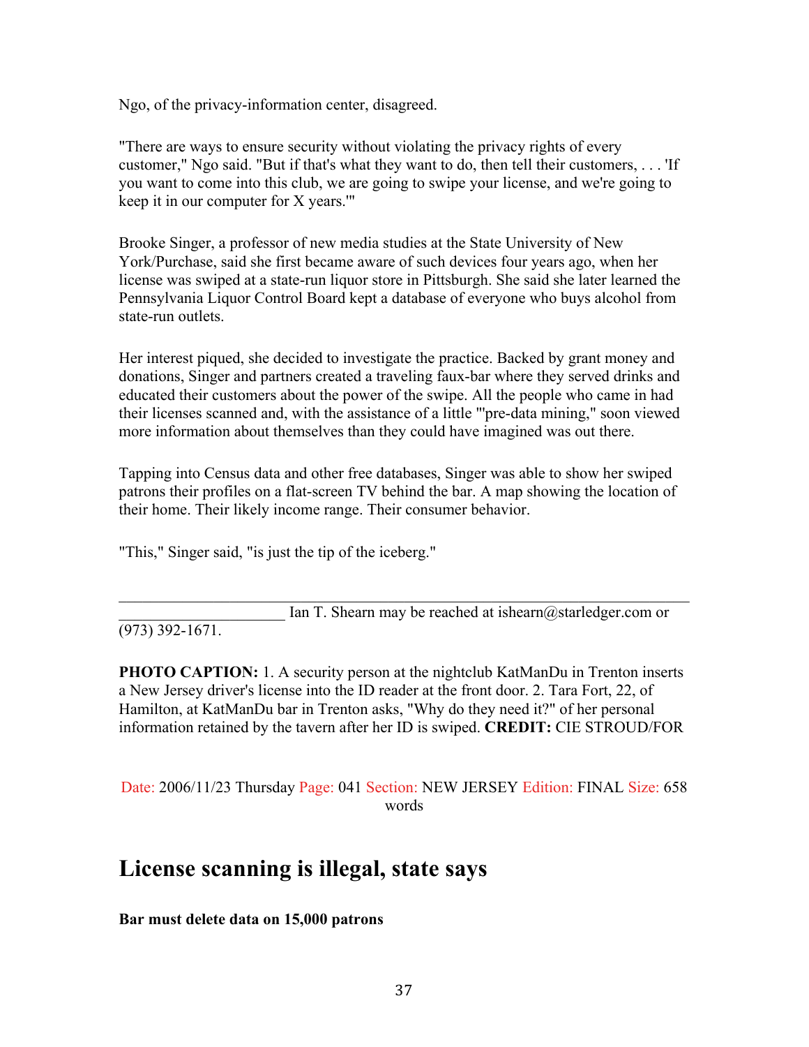Ngo, of the privacy-information center, disagreed.

"There are ways to ensure security without violating the privacy rights of every customer," Ngo said. "But if that's what they want to do, then tell their customers, . . . 'If you want to come into this club, we are going to swipe your license, and we're going to keep it in our computer for X years.'"

Brooke Singer, a professor of new media studies at the State University of New York/Purchase, said she first became aware of such devices four years ago, when her license was swiped at a state-run liquor store in Pittsburgh. She said she later learned the Pennsylvania Liquor Control Board kept a database of everyone who buys alcohol from state-run outlets.

Her interest piqued, she decided to investigate the practice. Backed by grant money and donations, Singer and partners created a traveling faux-bar where they served drinks and educated their customers about the power of the swipe. All the people who came in had their licenses scanned and, with the assistance of a little "'pre-data mining," soon viewed more information about themselves than they could have imagined was out there.

Tapping into Census data and other free databases, Singer was able to show her swiped patrons their profiles on a flat-screen TV behind the bar. A map showing the location of their home. Their likely income range. Their consumer behavior.

"This," Singer said, "is just the tip of the iceberg."

---

Ian T. Shearn may be reached at ishearn@starledger.com or (973) 392-1671.

**PHOTO CAPTION:** 1. A security person at the nightclub KatManDu in Trenton inserts a New Jersey driver's license into the ID reader at the front door. 2. Tara Fort, 22, of Hamilton, at KatManDu bar in Trenton asks, "Why do they need it?" of her personal information retained by the tavern after her ID is swiped. **CREDIT:** CIE STROUD/FOR

Date: 2006/11/23 Thursday Page: 041 Section: NEW JERSEY Edition: FINAL Size: 658 words

## License scanning is illegal, state says

**Bar must delete data on 15,000 patrons**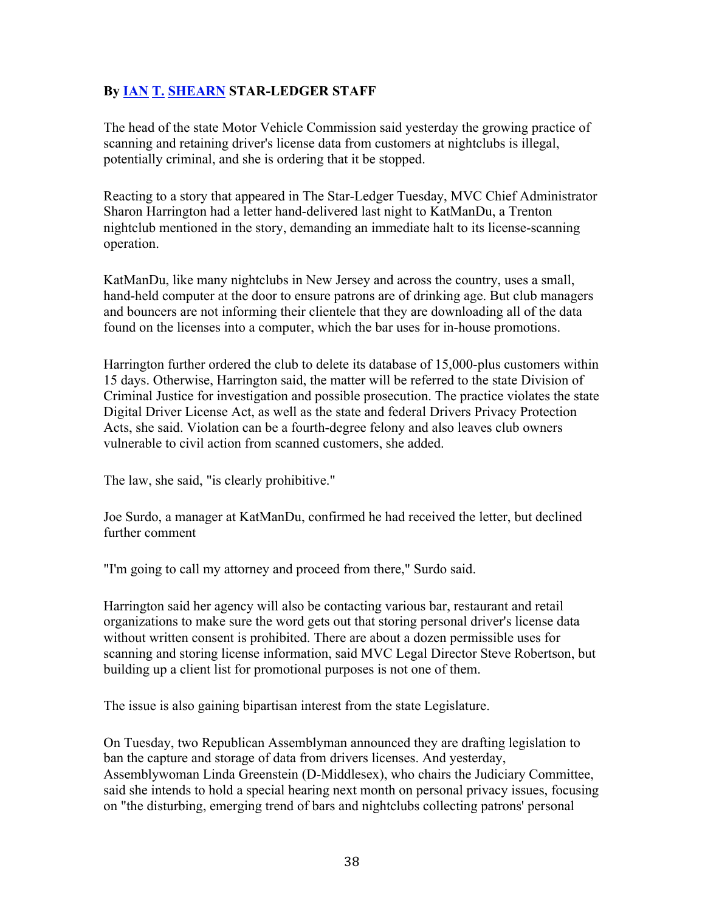**By IAN T. SHEARN STAR-LEDGER STAFF**

The head of the state Motor Vehicle Commission said yesterday the growing practice of scanning and retaining driver's license data from customers at nightclubs is illegal, potentially criminal, and she is ordering that it be stopped.

Reacting to a story that appeared in The Star-Ledger Tuesday, MVC Chief Administrator Sharon Harrington had a letter hand-delivered last night to KatManDu, a Trenton nightclub mentioned in the story, demanding an immediate halt to its license-scanning operation.

KatManDu, like many nightclubs in New Jersey and across the country, uses a small, hand-held computer at the door to ensure patrons are of drinking age. But club managers and bouncers are not informing their clientele that they are downloading all of the data found on the licenses into a computer, which the bar uses for in-house promotions.

Harrington further ordered the club to delete its database of 15,000-plus customers within 15 days. Otherwise, Harrington said, the matter will be referred to the state Division of Criminal Justice for investigation and possible prosecution. The practice violates the state Digital Driver License Act, as well as the state and federal Drivers Privacy Protection Acts, she said. Violation can be a fourth-degree felony and also leaves club owners vulnerable to civil action from scanned customers, she added.

The law, she said, "is clearly prohibitive."

Joe Surdo, a manager at KatManDu, confirmed he had received the letter, but declined further comment

"I'm going to call my attorney and proceed from there," Surdo said.

Harrington said her agency will also be contacting various bar, restaurant and retail organizations to make sure the word gets out that storing personal driver's license data without written consent is prohibited. There are about a dozen permissible uses for scanning and storing license information, said MVC Legal Director Steve Robertson, but building up a client list for promotional purposes is not one of them.

The issue is also gaining bipartisan interest from the state Legislature.

On Tuesday, two Republican Assemblyman announced they are drafting legislation to ban the capture and storage of data from drivers licenses. And yesterday, Assemblywoman Linda Greenstein (D-Middlesex), who chairs the Judiciary Committee, said she intends to hold a special hearing next month on personal privacy issues, focusing on "the disturbing, emerging trend of bars and nightclubs collecting patrons' personal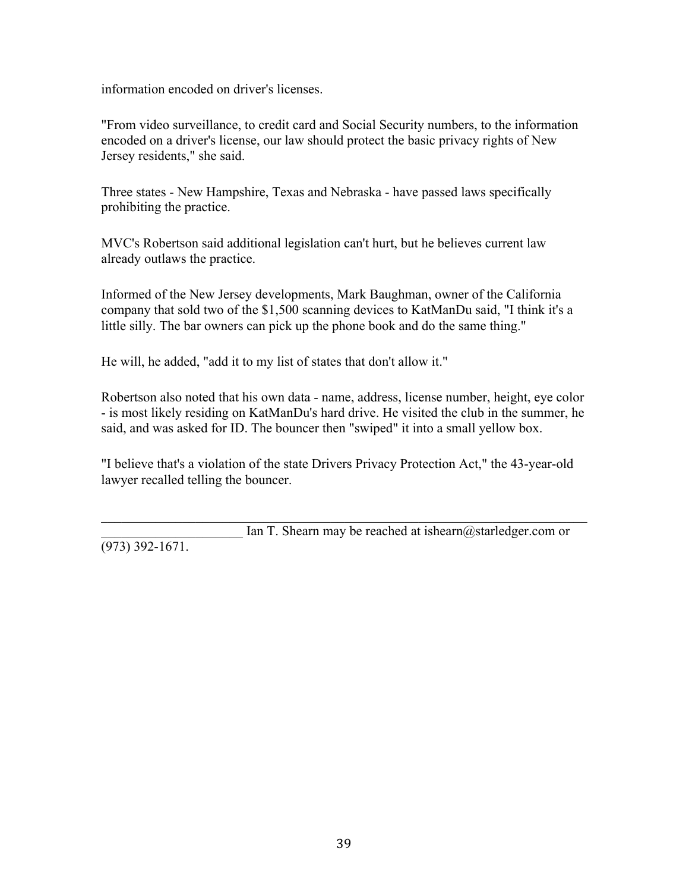information encoded on driver's licenses.

"From video surveillance, to credit card and Social Security numbers, to the information encoded on a driver's license, our law should protect the basic privacy rights of New Jersey residents," she said.

Three states - New Hampshire, Texas and Nebraska - have passed laws specifically prohibiting the practice.

MVC's Robertson said additional legislation can't hurt, but he believes current law already outlaws the practice.

Informed of the New Jersey developments, Mark Baughman, owner of the California company that sold two of the $1,500 scanning devices to KatManDu said, "I think it's a little silly. The bar owners can pick up the phone book and do the same thing."

He will, he added, "add it to my list of states that don't allow it."

Robertson also noted that his own data - name, address, license number, height, eye color - is most likely residing on KatManDu's hard drive. He visited the club in the summer, he said, and was asked for ID. The bouncer then "swiped" it into a small yellow box.

"I believe that's a violation of the state Drivers Privacy Protection Act," the 43-year-old lawyer recalled telling the bouncer.

---

Ian T. Shearn may be reached at ishearn@starledger.com or (973) 392-1671.